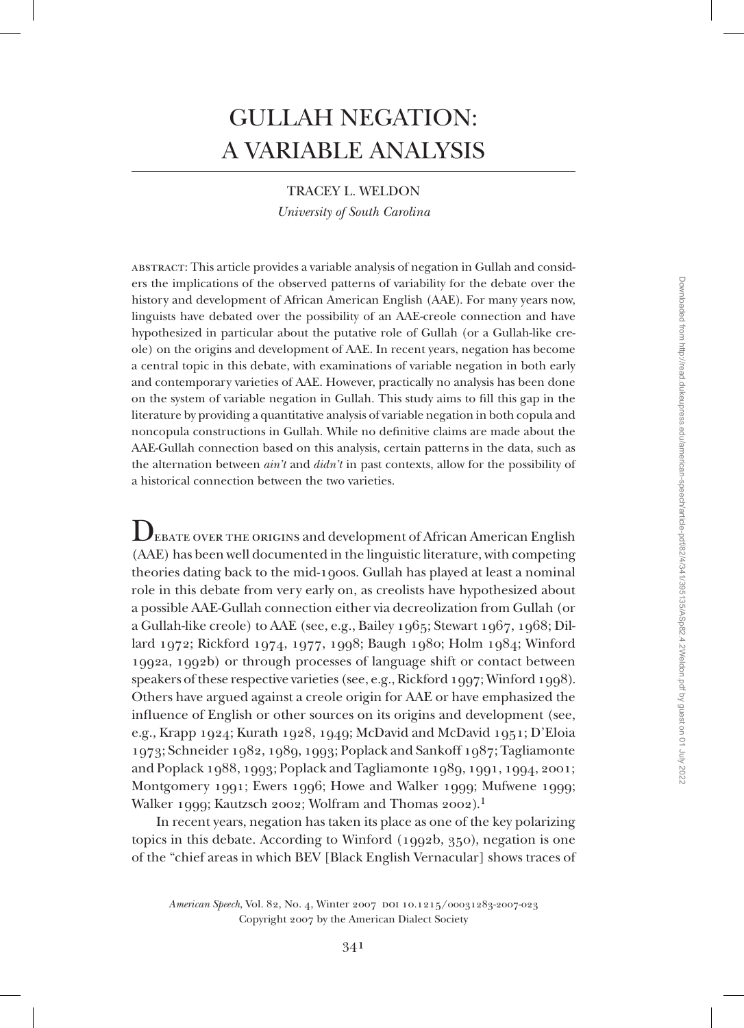# GULLAH NEGATION: A VARIABLE ANALYSIS

TRACEY L. WELDON

*University of South Carolina*

ABSTRACT: This article provides a variable analysis of negation in Gullah and considers the implications of the observed patterns of variability for the debate over the history and development of African American English (AAE). For many years now, linguists have debated over the possibility of an AAE-creole connection and have hypothesized in particular about the putative role of Gullah (or a Gullah-like creole) on the origins and development of AAE. In recent years, negation has become a central topic in this debate, with examinations of variable negation in both early and contemporary varieties of AAE. However, practically no analysis has been done on the system of variable negation in Gullah. This study aims to fill this gap in the literature by providing a quantitative analysis of variable negation in both copula and noncopula constructions in Gullah. While no definitive claims are made about the AAE-Gullah connection based on this analysis, certain patterns in the data, such as the alternation between *ain't* and *didn't* in past contexts, allow for the possibility of a historical connection between the two varieties.

DEBATE OVER THE ORIGINS and development of African American English (AAE) has been well documented in the linguistic literature, with competing theories dating back to the mid-1900s. Gullah has played at least a nominal role in this debate from very early on, as creolists have hypothesized about a possible AAE-Gullah connection either via decreolization from Gullah (or a Gullah-like creole) to AAE (see, e.g., Bailey 1965; Stewart 1967, 1968; Dillard 1972; Rickford 1974, 1977, 1998; Baugh 1980; Holm 1984; Winford 1992a, 1992b) or through processes of language shift or contact between speakers of these respective varieties (see, e.g., Rickford 1997; Winford 1998). Others have argued against a creole origin for AAE or have emphasized the influence of English or other sources on its origins and development (see, e.g., Krapp 1924; Kurath 1928, 1949; McDavid and McDavid 1951; D'Eloia 1973; Schneider 1982, 1989, 1993; Poplack and Sankoff 1987; Tagliamonte and Poplack 1988, 1993; Poplack and Tagliamonte 1989, 1991, 1994, 2001; Montgomery 1991; Ewers 1996; Howe and Walker 1999; Mufwene 1999; Walker 1999; Kautzsch 2002; Wolfram and Thomas 2002).[1]

In recent years, negation has taken its place as one of the key polarizing topics in this debate. According to Winford (1992b, 350), negation is one of the "chief areas in which BEV [Black English Vernacular] shows traces of

*American Speech*, Vol. 82, No. 4, Winter 2007 DOI 10.1215/00031283-2007-023
Copyright 2007 by the American Dialect Society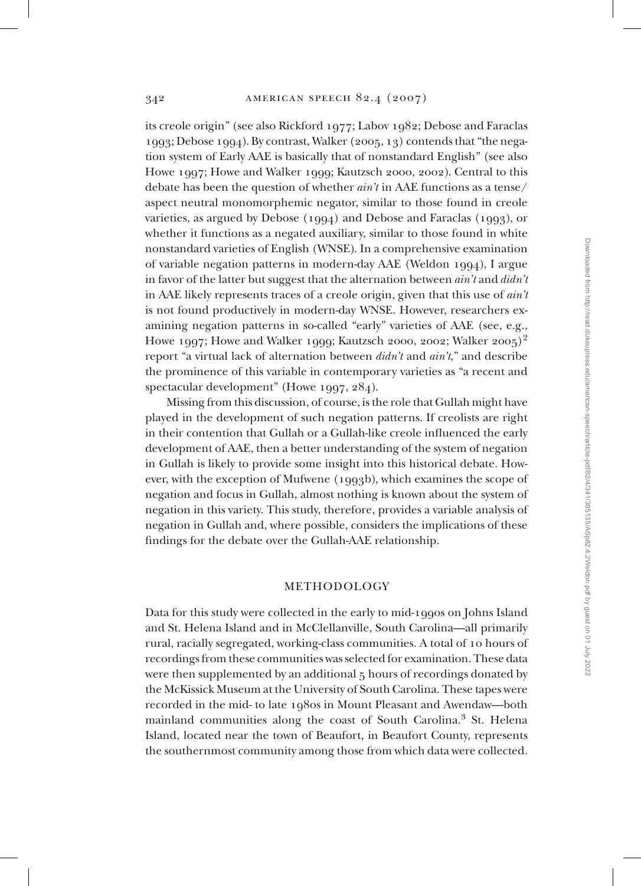its creole origin" (see also Rickford 1977; Labov 1982; Debose and Faraclas 1993; Debose 1994). By contrast, Walker (2005, 13) contends that "the negation system of Early AAE is basically that of nonstandard English" (see also Howe 1997; Howe and Walker 1999; Kautzsch 2000, 2002). Central to this debate has been the question of whether *ain't* in AAE functions as a tense/aspect neutral monomorphemic negator, similar to those found in creole varieties, as argued by Debose (1994) and Debose and Faraclas (1993), or whether it functions as a negated auxiliary, similar to those found in white nonstandard varieties of English (WNSE). In a comprehensive examination of variable negation patterns in modern-day AAE (Weldon 1994), I argue in favor of the latter but suggest that the alternation between *ain't* and *didn't* in AAE likely represents traces of a creole origin, given that this use of *ain't* is not found productively in modern-day WNSE. However, researchers examining negation patterns in so-called "early" varieties of AAE (see, e.g., Howe 1997; Howe and Walker 1999; Kautzsch 2000, 2002; Walker 2005)[2] report "a virtual lack of alternation between *didn't* and *ain't*," and describe the prominence of this variable in contemporary varieties as "a recent and spectacular development" (Howe 1997, 284).

Missing from this discussion, of course, is the role that Gullah might have played in the development of such negation patterns. If creolists are right in their contention that Gullah or a Gullah-like creole influenced the early development of AAE, then a better understanding of the system of negation in Gullah is likely to provide some insight into this historical debate. However, with the exception of Mufwene (1993b), which examines the scope of negation and focus in Gullah, almost nothing is known about the system of negation in this variety. This study, therefore, provides a variable analysis of negation in Gullah and, where possible, considers the implications of these findings for the debate over the Gullah-AAE relationship.

## METHODOLOGY

Data for this study were collected in the early to mid-1990s on Johns Island and St. Helena Island and in McClellanville, South Carolina—all primarily rural, racially segregated, working-class communities. A total of 10 hours of recordings from these communities was selected for examination. These data were then supplemented by an additional 5 hours of recordings donated by the McKissick Museum at the University of South Carolina. These tapes were recorded in the mid- to late 1980s in Mount Pleasant and Awendaw—both mainland communities along the coast of South Carolina.[3] St. Helena Island, located near the town of Beaufort, in Beaufort County, represents the southernmost community among those from which data were collected.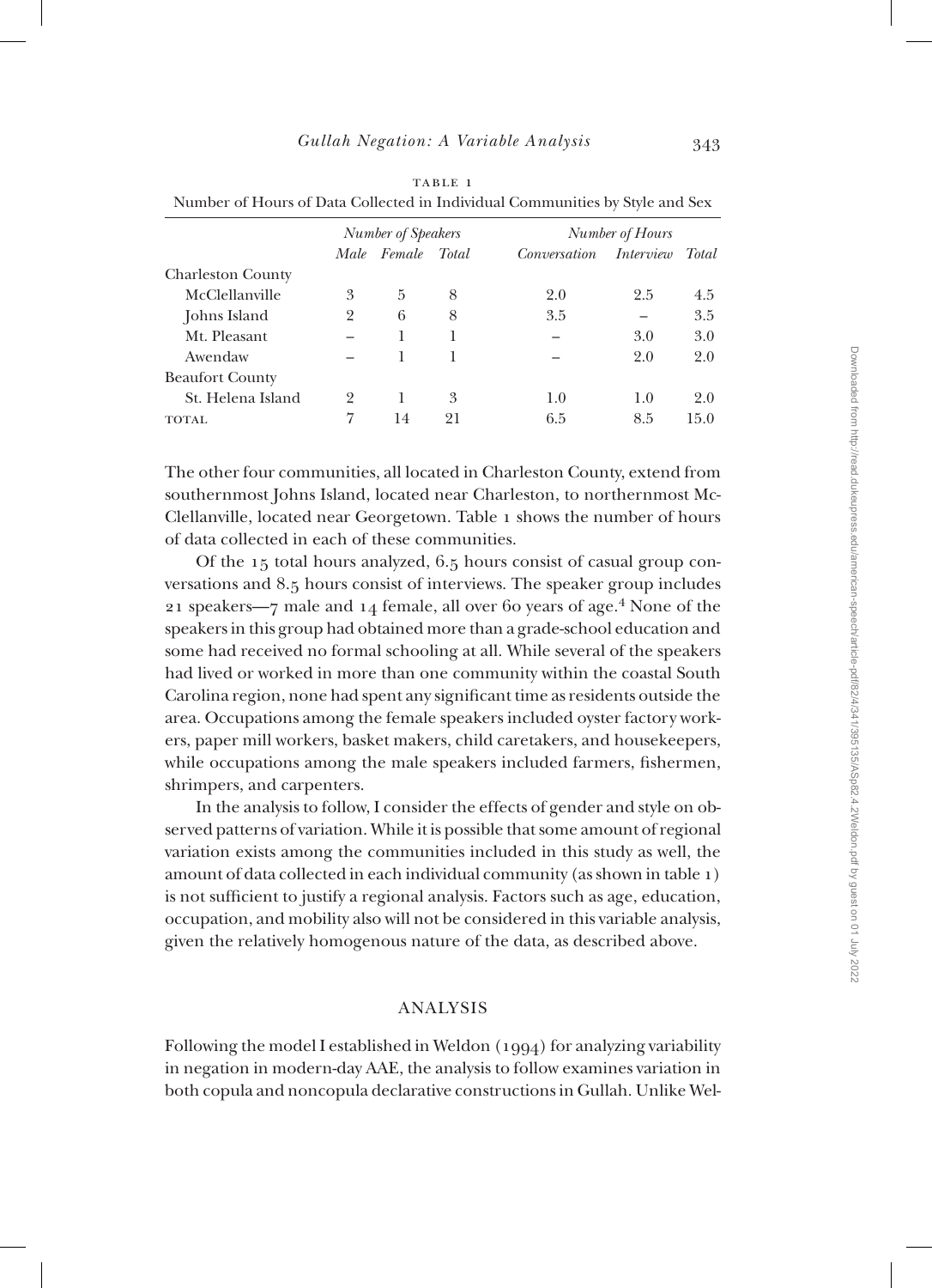TABLE 1
Number of Hours of Data Collected in Individual Communities by Style and Sex

| | *Number of Speakers* | | | *Number of Hours* | | |
|---|---|---|---|---|---|---|
| | *Male* | *Female* | *Total* | *Conversation* | *Interview* | *Total* |
| Charleston County | | | | | | |
| McClellanville | 3 | 5 | 8 | 2.0 | 2.5 | 4.5 |
| Johns Island | 2 | 6 | 8 | 3.5 | – | 3.5 |
| Mt. Pleasant | – | 1 | 1 | – | 3.0 | 3.0 |
| Awendaw | – | 1 | 1 | – | 2.0 | 2.0 |
| Beaufort County | | | | | | |
| St. Helena Island | 2 | 1 | 3 | 1.0 | 1.0 | 2.0 |
| TOTAL | 7 | 14 | 21 | 6.5 | 8.5 | 15.0 |

The other four communities, all located in Charleston County, extend from southernmost Johns Island, located near Charleston, to northernmost McClellanville, located near Georgetown. Table 1 shows the number of hours of data collected in each of these communities.

Of the 15 total hours analyzed, 6.5 hours consist of casual group conversations and 8.5 hours consist of interviews. The speaker group includes 21 speakers—7 male and 14 female, all over 60 years of age.[4] None of the speakers in this group had obtained more than a grade-school education and some had received no formal schooling at all. While several of the speakers had lived or worked in more than one community within the coastal South Carolina region, none had spent any significant time as residents outside the area. Occupations among the female speakers included oyster factory workers, paper mill workers, basket makers, child caretakers, and housekeepers, while occupations among the male speakers included farmers, fishermen, shrimpers, and carpenters.

In the analysis to follow, I consider the effects of gender and style on observed patterns of variation. While it is possible that some amount of regional variation exists among the communities included in this study as well, the amount of data collected in each individual community (as shown in table 1) is not sufficient to justify a regional analysis. Factors such as age, education, occupation, and mobility also will not be considered in this variable analysis, given the relatively homogenous nature of the data, as described above.

## ANALYSIS

Following the model I established in Weldon (1994) for analyzing variability in negation in modern-day AAE, the analysis to follow examines variation in both copula and noncopula declarative constructions in Gullah. Unlike Wel-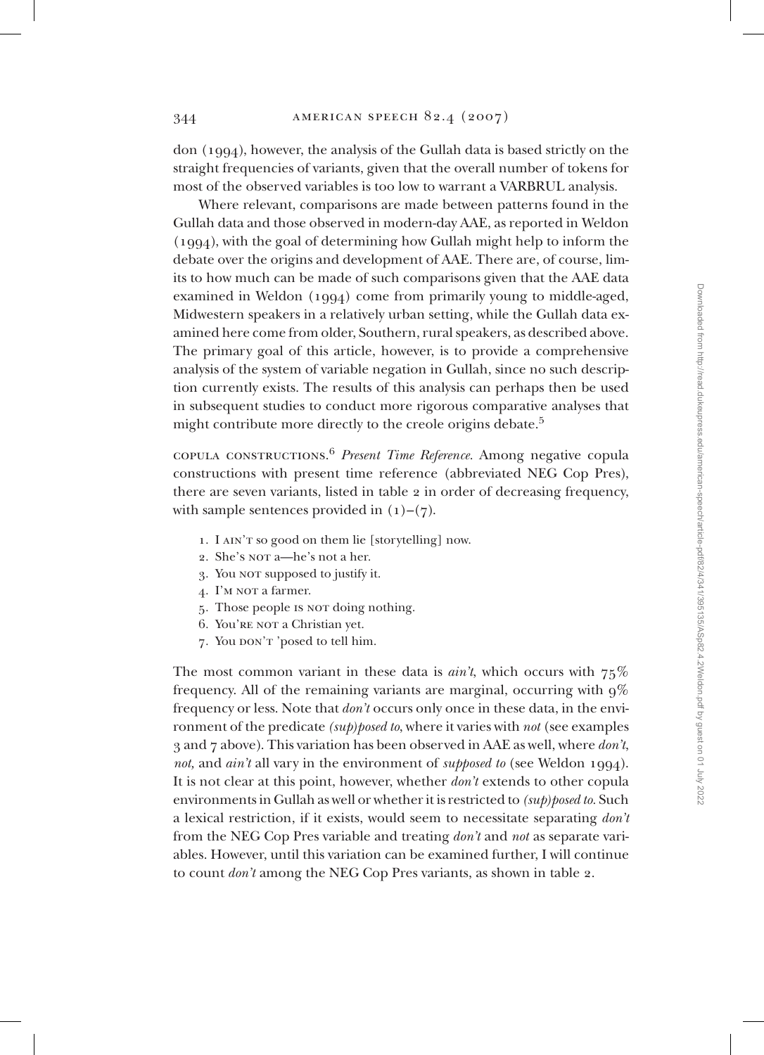don (1994), however, the analysis of the Gullah data is based strictly on the straight frequencies of variants, given that the overall number of tokens for most of the observed variables is too low to warrant a VARBRUL analysis.

Where relevant, comparisons are made between patterns found in the Gullah data and those observed in modern-day AAE, as reported in Weldon (1994), with the goal of determining how Gullah might help to inform the debate over the origins and development of AAE. There are, of course, limits to how much can be made of such comparisons given that the AAE data examined in Weldon (1994) come from primarily young to middle-aged, Midwestern speakers in a relatively urban setting, while the Gullah data examined here come from older, Southern, rural speakers, as described above. The primary goal of this article, however, is to provide a comprehensive analysis of the system of variable negation in Gullah, since no such description currently exists. The results of this analysis can perhaps then be used in subsequent studies to conduct more rigorous comparative analyses that might contribute more directly to the creole origins debate.[5]

COPULA CONSTRUCTIONS.[6] *Present Time Reference*. Among negative copula constructions with present time reference (abbreviated NEG Cop Pres), there are seven variants, listed in table 2 in order of decreasing frequency, with sample sentences provided in (1)–(7).

1. I AIN'T so good on them lie [storytelling] now.
2. She's NOT a—he's not a her.
3. You NOT supposed to justify it.
4. I'M NOT a farmer.
5. Those people IS NOT doing nothing.
6. You'RE NOT a Christian yet.
7. You DON'T 'posed to tell him.

The most common variant in these data is *ain't*, which occurs with 75% frequency. All of the remaining variants are marginal, occurring with 9% frequency or less. Note that *don't* occurs only once in these data, in the environment of the predicate *(sup)posed to*, where it varies with *not* (see examples 3 and 7 above). This variation has been observed in AAE as well, where *don't*, *not*, and *ain't* all vary in the environment of *supposed to* (see Weldon 1994). It is not clear at this point, however, whether *don't* extends to other copula environments in Gullah as well or whether it is restricted to *(sup)posed to*. Such a lexical restriction, if it exists, would seem to necessitate separating *don't* from the NEG Cop Pres variable and treating *don't* and *not* as separate variables. However, until this variation can be examined further, I will continue to count *don't* among the NEG Cop Pres variants, as shown in table 2.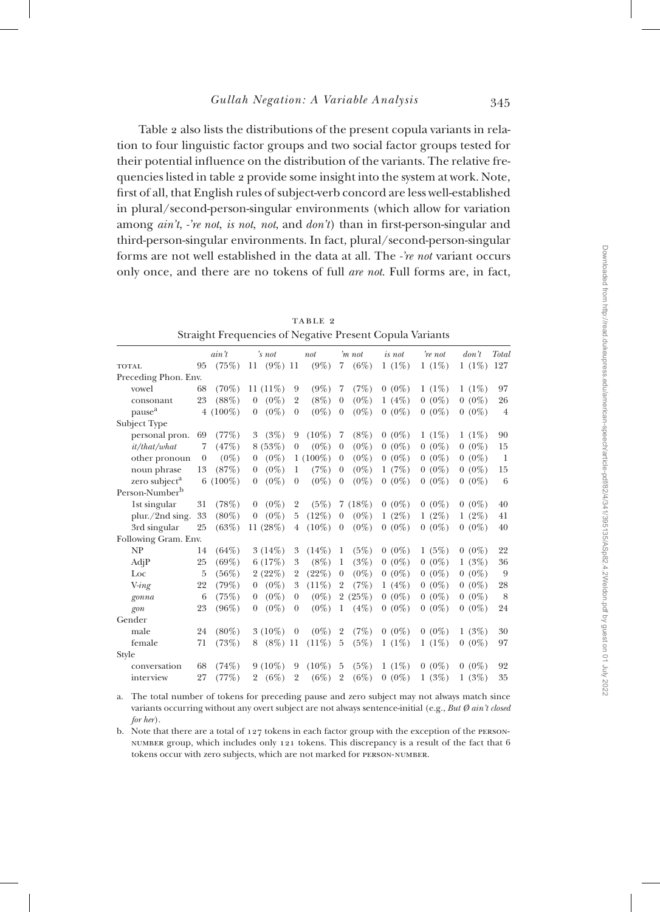Table 2 also lists the distributions of the present copula variants in relation to four linguistic factor groups and two social factor groups tested for their potential influence on the distribution of the variants. The relative frequencies listed in table 2 provide some insight into the system at work. Note, first of all, that English rules of subject-verb concord are less well-established in plural/second-person-singular environments (which allow for variation among *ain't*, *-'re not*, *is not*, *not*, and *don't*) than in first-person-singular and third-person-singular environments. In fact, plural/second-person-singular forms are not well established in the data at all. The *-'re not* variant occurs only once, and there are no tokens of full *are not*. Full forms are, in fact,

TABLE 2
Straight Frequencies of Negative Present Copula Variants

| | *ain't* | | *'s not* | | *not* | | *'m not* | | *is not* | | *'re not* | | *don't* | | Total |
|---|---|---|---|---|---|---|---|---|---|---|---|---|---|---|---|
| TOTAL | 95 | (75%) | 11 | (9%) | 11 | (9%) | 7 | (6%) | 1 | (1%) | 1 | (1%) | 1 | (1%) | 127 |
| Preceding Phon. Env. | | | | | | | | | | | | | | | |
| vowel | 68 | (70%) | 11 | (11%) | 9 | (9%) | 7 | (7%) | 0 | (0%) | 1 | (1%) | 1 | (1%) | 97 |
| consonant | 23 | (88%) | 0 | (0%) | 2 | (8%) | 0 | (0%) | 1 | (4%) | 0 | (0%) | 0 | (0%) | 26 |
| pause[a] | 4 | (100%) | 0 | (0%) | 0 | (0%) | 0 | (0%) | 0 | (0%) | 0 | (0%) | 0 | (0%) | 4 |
| Subject Type | | | | | | | | | | | | | | | |
| personal pron. | 69 | (77%) | 3 | (3%) | 9 | (10%) | 7 | (8%) | 0 | (0%) | 1 | (1%) | 1 | (1%) | 90 |
| *it/that/what* | 7 | (47%) | 8 | (53%) | 0 | (0%) | 0 | (0%) | 0 | (0%) | 0 | (0%) | 0 | (0%) | 15 |
| other pronoun | 0 | (0%) | 0 | (0%) | 1 | (100%) | 0 | (0%) | 0 | (0%) | 0 | (0%) | 0 | (0%) | 1 |
| noun phrase | 13 | (87%) | 0 | (0%) | 1 | (7%) | 0 | (0%) | 1 | (7%) | 0 | (0%) | 0 | (0%) | 15 |
| zero subject[a] | 6 | (100%) | 0 | (0%) | 0 | (0%) | 0 | (0%) | 0 | (0%) | 0 | (0%) | 0 | (0%) | 6 |
| Person-Number[b] | | | | | | | | | | | | | | | |
| 1st singular | 31 | (78%) | 0 | (0%) | 2 | (5%) | 7 | (18%) | 0 | (0%) | 0 | (0%) | 0 | (0%) | 40 |
| plur./2nd sing. | 33 | (80%) | 0 | (0%) | 5 | (12%) | 0 | (0%) | 1 | (2%) | 1 | (2%) | 1 | (2%) | 41 |
| 3rd singular | 25 | (63%) | 11 | (28%) | 4 | (10%) | 0 | (0%) | 0 | (0%) | 0 | (0%) | 0 | (0%) | 40 |
| Following Gram. Env. | | | | | | | | | | | | | | | |
| NP | 14 | (64%) | 3 | (14%) | 3 | (14%) | 1 | (5%) | 0 | (0%) | 1 | (5%) | 0 | (0%) | 22 |
| AdjP | 25 | (69%) | 6 | (17%) | 3 | (8%) | 1 | (3%) | 0 | (0%) | 0 | (0%) | 1 | (3%) | 36 |
| Loc | 5 | (56%) | 2 | (22%) | 2 | (22%) | 0 | (0%) | 0 | (0%) | 0 | (0%) | 0 | (0%) | 9 |
| V-*ing* | 22 | (79%) | 0 | (0%) | 3 | (11%) | 2 | (7%) | 1 | (4%) | 0 | (0%) | 0 | (0%) | 28 |
| *gonna* | 6 | (75%) | 0 | (0%) | 0 | (0%) | 2 | (25%) | 0 | (0%) | 0 | (0%) | 0 | (0%) | 8 |
| *gon* | 23 | (96%) | 0 | (0%) | 0 | (0%) | 1 | (4%) | 0 | (0%) | 0 | (0%) | 0 | (0%) | 24 |
| Gender | | | | | | | | | | | | | | | |
| male | 24 | (80%) | 3 | (10%) | 0 | (0%) | 2 | (7%) | 0 | (0%) | 0 | (0%) | 1 | (3%) | 30 |
| female | 71 | (73%) | 8 | (8%) | 11 | (11%) | 5 | (5%) | 1 | (1%) | 1 | (1%) | 0 | (0%) | 97 |
| Style | | | | | | | | | | | | | | | |
| conversation | 68 | (74%) | 9 | (10%) | 9 | (10%) | 5 | (5%) | 1 | (1%) | 0 | (0%) | 0 | (0%) | 92 |
| interview | 27 | (77%) | 2 | (6%) | 2 | (6%) | 2 | (6%) | 0 | (0%) | 1 | (3%) | 1 | (3%) | 35 |

a. The total number of tokens for preceding pause and zero subject may not always match since variants occurring without any overt subject are not always sentence-initial (e.g., *But Ø ain't closed for her*).

b. Note that there are a total of 127 tokens in each factor group with the exception of the PERSON-NUMBER group, which includes only 121 tokens. This discrepancy is a result of the fact that 6 tokens occur with zero subjects, which are not marked for PERSON-NUMBER.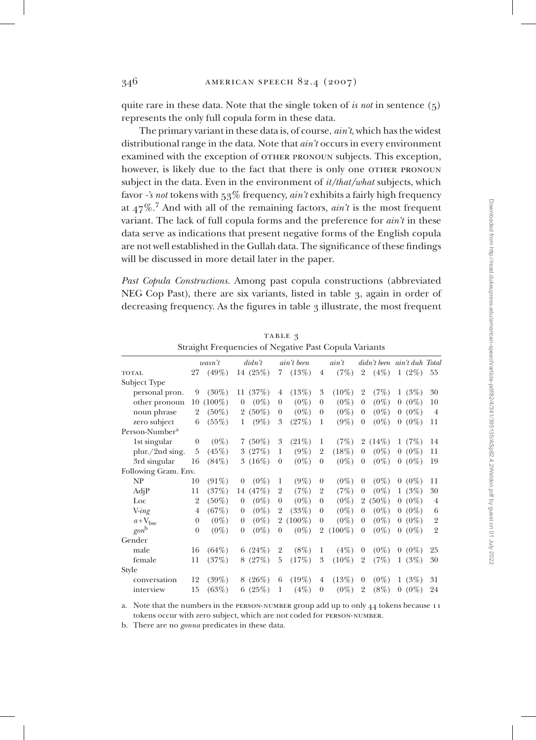quite rare in these data. Note that the single token of *is not* in sentence (5) represents the only full copula form in these data.

The primary variant in these data is, of course, *ain't*, which has the widest distributional range in the data. Note that *ain't* occurs in every environment examined with the exception of OTHER PRONOUN subjects. This exception, however, is likely due to the fact that there is only one OTHER PRONOUN subject in the data. Even in the environment of *it/that/what* subjects, which favor *-'s not* tokens with 53% frequency, *ain't* exhibits a fairly high frequency at 47%.[7] And with all of the remaining factors, *ain't* is the most frequent variant. The lack of full copula forms and the preference for *ain't* in these data serve as indications that present negative forms of the English copula are not well established in the Gullah data. The significance of these findings will be discussed in more detail later in the paper.

*Past Copula Constructions.* Among past copula constructions (abbreviated NEG Cop Past), there are six variants, listed in table 3, again in order of decreasing frequency. As the figures in table 3 illustrate, the most frequent

TABLE 3
Straight Frequencies of Negative Past Copula Variants

| | *wasn't* | | *didn't* | | *ain't been* | | *ain't* | | *didn't been* | | *ain't duh* | | *Total* |
|---|---|---|---|---|---|---|---|---|---|---|---|---|---|
| TOTAL | 27 | (49%) | 14 | (25%) | 7 | (13%) | 4 | (7%) | 2 | (4%) | 1 | (2%) | 55 |
| Subject Type | | | | | | | | | | | | | |
| personal pron. | 9 | (30%) | 11 | (37%) | 4 | (13%) | 3 | (10%) | 2 | (7%) | 1 | (3%) | 30 |
| other pronoun | 10 | (100%) | 0 | (0%) | 0 | (0%) | 0 | (0%) | 0 | (0%) | 0 | (0%) | 10 |
| noun phrase | 2 | (50%) | 2 | (50%) | 0 | (0%) | 0 | (0%) | 0 | (0%) | 0 | (0%) | 4 |
| zero subject | 6 | (55%) | 1 | (9%) | 3 | (27%) | 1 | (9%) | 0 | (0%) | 0 | (0%) | 11 |
| Person-Number[a] | | | | | | | | | | | | | |
| 1st singular | 0 | (0%) | 7 | (50%) | 3 | (21%) | 1 | (7%) | 2 | (14%) | 1 | (7%) | 14 |
| plur./2nd sing. | 5 | (45%) | 3 | (27%) | 1 | (9%) | 2 | (18%) | 0 | (0%) | 0 | (0%) | 11 |
| 3rd singular | 16 | (84%) | 3 | (16%) | 0 | (0%) | 0 | (0%) | 0 | (0%) | 0 | (0%) | 19 |
| Following Gram. Env. | | | | | | | | | | | | | |
| NP | 10 | (91%) | 0 | (0%) | 1 | (9%) | 0 | (0%) | 0 | (0%) | 0 | (0%) | 11 |
| AdjP | 11 | (37%) | 14 | (47%) | 2 | (7%) | 2 | (7%) | 0 | (0%) | 1 | (3%) | 30 |
| Loc | 2 | (50%) | 0 | (0%) | 0 | (0%) | 0 | (0%) | 2 | (50%) | 0 | (0%) | 4 |
| V-*ing* | 4 | (67%) | 0 | (0%) | 2 | (33%) | 0 | (0%) | 0 | (0%) | 0 | (0%) | 6 |
| $a$+$V_{bse}$ | 0 | (0%) | 0 | (0%) | 2 | (100%) | 0 | (0%) | 0 | (0%) | 0 | (0%) | 2 |
| *gon*[b] | 0 | (0%) | 0 | (0%) | 0 | (0%) | 2 | (100%) | 0 | (0%) | 0 | (0%) | 2 |
| Gender | | | | | | | | | | | | | |
| male | 16 | (64%) | 6 | (24%) | 2 | (8%) | 1 | (4%) | 0 | (0%) | 0 | (0%) | 25 |
| female | 11 | (37%) | 8 | (27%) | 5 | (17%) | 3 | (10%) | 2 | (7%) | 1 | (3%) | 30 |
| Style | | | | | | | | | | | | | |
| conversation | 12 | (39%) | 8 | (26%) | 6 | (19%) | 4 | (13%) | 0 | (0%) | 1 | (3%) | 31 |
| interview | 15 | (63%) | 6 | (25%) | 1 | (4%) | 0 | (0%) | 2 | (8%) | 0 | (0%) | 24 |

a. Note that the numbers in the PERSON-NUMBER group add up to only 44 tokens because 11 tokens occur with zero subject, which are not coded for PERSON-NUMBER.

b. There are no *gonna* predicates in these data.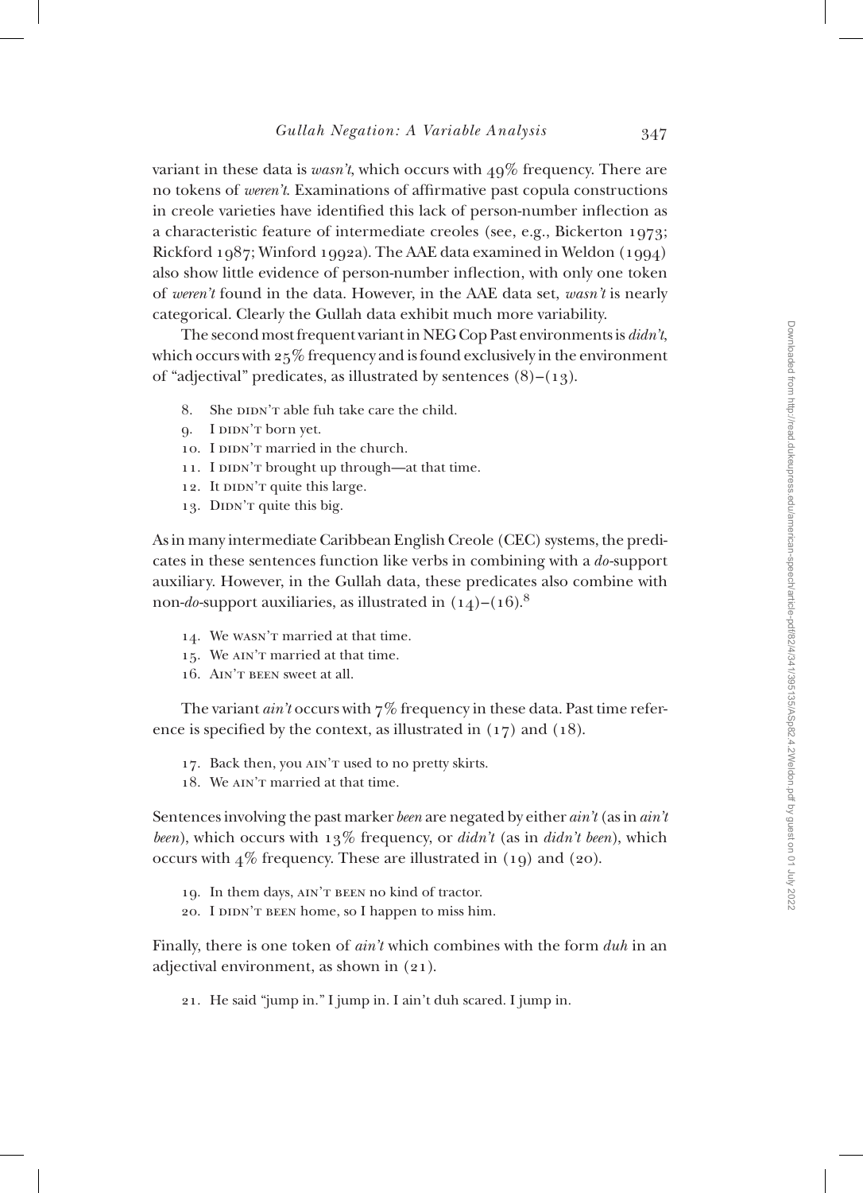variant in these data is *wasn't*, which occurs with 49% frequency. There are no tokens of *weren't*. Examinations of affirmative past copula constructions in creole varieties have identified this lack of person-number inflection as a characteristic feature of intermediate creoles (see, e.g., Bickerton 1973; Rickford 1987; Winford 1992a). The AAE data examined in Weldon (1994) also show little evidence of person-number inflection, with only one token of *weren't* found in the data. However, in the AAE data set, *wasn't* is nearly categorical. Clearly the Gullah data exhibit much more variability.

The second most frequent variant in NEG Cop Past environments is *didn't*, which occurs with 25% frequency and is found exclusively in the environment of "adjectival" predicates, as illustrated by sentences (8)–(13).

8. She DIDN'T able fuh take care the child.
9. I DIDN'T born yet.
10. I DIDN'T married in the church.
11. I DIDN'T brought up through—at that time.
12. It DIDN'T quite this large.
13. DIDN'T quite this big.

As in many intermediate Caribbean English Creole (CEC) systems, the predicates in these sentences function like verbs in combining with a *do*-support auxiliary. However, in the Gullah data, these predicates also combine with non-*do*-support auxiliaries, as illustrated in (14)–(16).[8]

14. We WASN'T married at that time.
15. We AIN'T married at that time.
16. AIN'T BEEN sweet at all.

The variant *ain't* occurs with 7% frequency in these data. Past time reference is specified by the context, as illustrated in (17) and (18).

17. Back then, you AIN'T used to no pretty skirts.
18. We AIN'T married at that time.

Sentences involving the past marker *been* are negated by either *ain't* (as in *ain't been*), which occurs with 13% frequency, or *didn't* (as in *didn't been*), which occurs with 4% frequency. These are illustrated in (19) and (20).

19. In them days, AIN'T BEEN no kind of tractor.
20. I DIDN'T BEEN home, so I happen to miss him.

Finally, there is one token of *ain't* which combines with the form *duh* in an adjectival environment, as shown in (21).

21. He said "jump in." I jump in. I ain't duh scared. I jump in.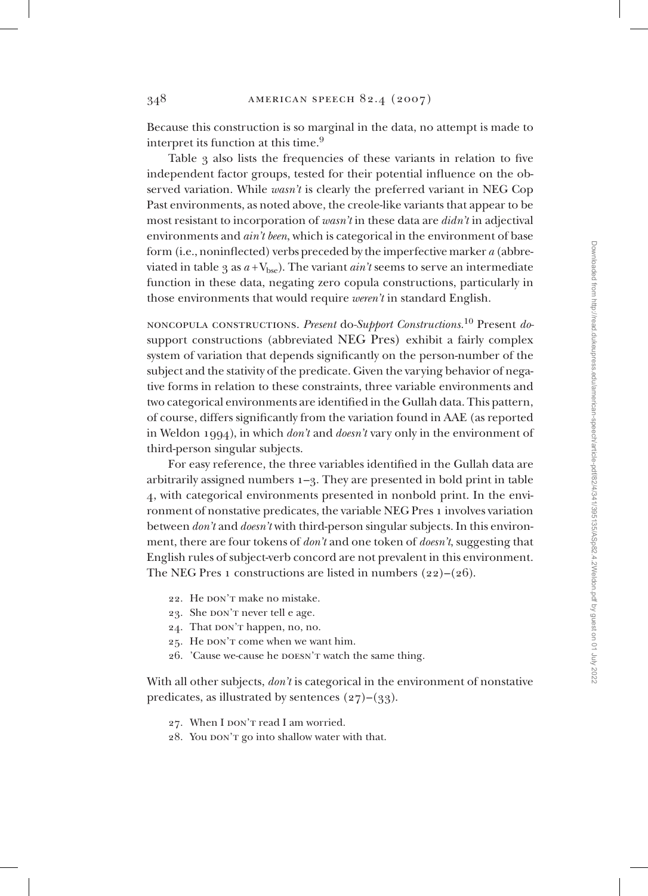Because this construction is so marginal in the data, no attempt is made to interpret its function at this time.[9]

Table 3 also lists the frequencies of these variants in relation to five independent factor groups, tested for their potential influence on the observed variation. While *wasn't* is clearly the preferred variant in NEG Cop Past environments, as noted above, the creole-like variants that appear to be most resistant to incorporation of *wasn't* in these data are *didn't* in adjectival environments and *ain't been*, which is categorical in the environment of base form (i.e., noninflected) verbs preceded by the imperfective marker *a* (abbreviated in table 3 as $a + V_{bse}$). The variant *ain't* seems to serve an intermediate function in these data, negating zero copula constructions, particularly in those environments that would require *weren't* in standard English.

NONCOPULA CONSTRUCTIONS. *Present* do-*Support Constructions.*[10] Present *do*-support constructions (abbreviated NEG Pres) exhibit a fairly complex system of variation that depends significantly on the person-number of the subject and the stativity of the predicate. Given the varying behavior of negative forms in relation to these constraints, three variable environments and two categorical environments are identified in the Gullah data. This pattern, of course, differs significantly from the variation found in AAE (as reported in Weldon 1994), in which *don't* and *doesn't* vary only in the environment of third-person singular subjects.

For easy reference, the three variables identified in the Gullah data are arbitrarily assigned numbers 1–3. They are presented in bold print in table 4, with categorical environments presented in nonbold print. In the environment of nonstative predicates, the variable NEG Pres 1 involves variation between *don't* and *doesn't* with third-person singular subjects. In this environment, there are four tokens of *don't* and one token of *doesn't*, suggesting that English rules of subject-verb concord are not prevalent in this environment. The NEG Pres 1 constructions are listed in numbers (22)–(26).

22. He DON'T make no mistake.
23. She DON'T never tell e age.
24. That DON'T happen, no, no.
25. He DON'T come when we want him.
26. 'Cause we-cause he DOESN'T watch the same thing.

With all other subjects, *don't* is categorical in the environment of nonstative predicates, as illustrated by sentences (27)–(33).

27. When I DON'T read I am worried.
28. You DON'T go into shallow water with that.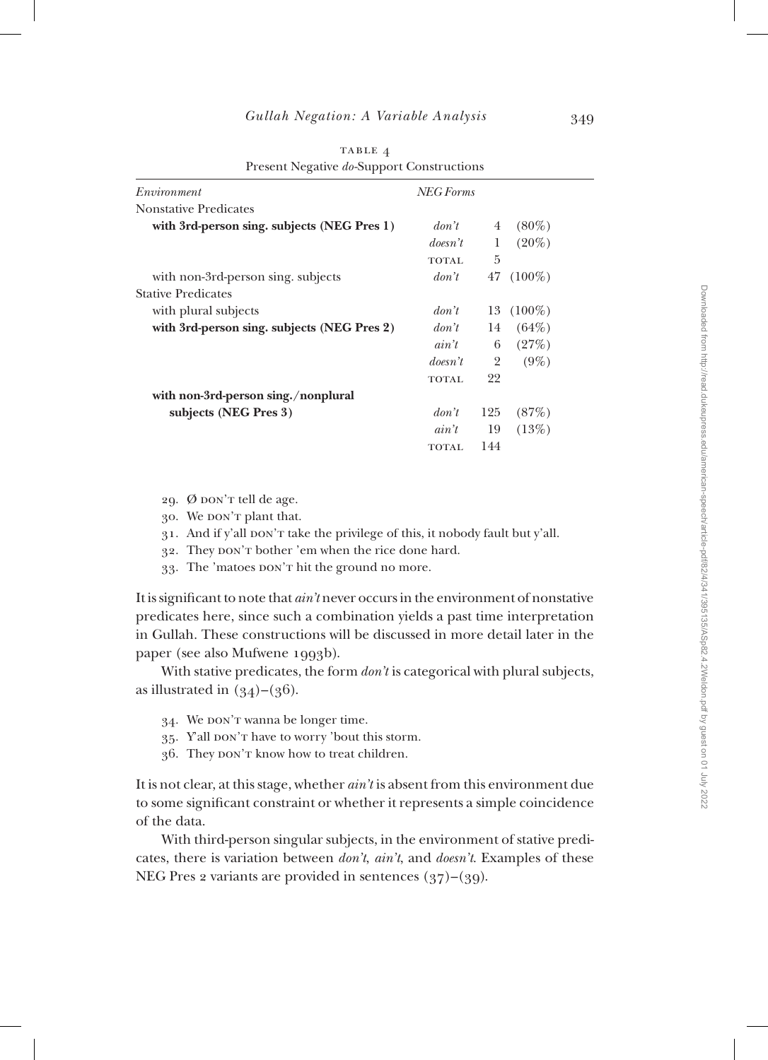TABLE 4
Present Negative *do*-Support Constructions

| *Environment* | *NEG Forms* | | |
|---|---|---|---|
| Nonstative Predicates | | | |
| **with 3rd-person sing. subjects (NEG Pres 1)** | *don't* | 4 | (80%) |
| | *doesn't* | 1 | (20%) |
| | TOTAL | 5 | |
| with non-3rd-person sing. subjects | *don't* | 47 | (100%) |
| Stative Predicates | | | |
| with plural subjects | *don't* | 13 | (100%) |
| **with 3rd-person sing. subjects (NEG Pres 2)** | *don't* | 14 | (64%) |
| | *ain't* | 6 | (27%) |
| | *doesn't* | 2 | (9%) |
| | TOTAL | 22 | |
| **with non-3rd-person sing./nonplural subjects (NEG Pres 3)** | *don't* | 125 | (87%) |
| | *ain't* | 19 | (13%) |
| | TOTAL | 144 | |

29. Ø DON'T tell de age.
30. We DON'T plant that.
31. And if y'all DON'T take the privilege of this, it nobody fault but y'all.
32. They DON'T bother 'em when the rice done hard.
33. The 'matoes DON'T hit the ground no more.

It is significant to note that *ain't* never occurs in the environment of nonstative predicates here, since such a combination yields a past time interpretation in Gullah. These constructions will be discussed in more detail later in the paper (see also Mufwene 1993b).

With stative predicates, the form *don't* is categorical with plural subjects, as illustrated in (34)–(36).

34. We DON'T wanna be longer time.
35. Y'all DON'T have to worry 'bout this storm.
36. They DON'T know how to treat children.

It is not clear, at this stage, whether *ain't* is absent from this environment due to some significant constraint or whether it represents a simple coincidence of the data.

With third-person singular subjects, in the environment of stative predicates, there is variation between *don't*, *ain't*, and *doesn't*. Examples of these NEG Pres 2 variants are provided in sentences (37)–(39).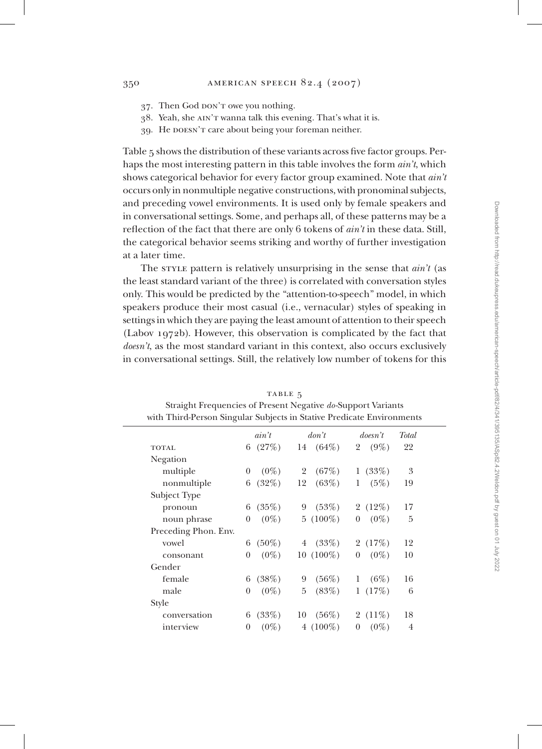37. Then God DON'T owe you nothing.
38. Yeah, she AIN'T wanna talk this evening. That's what it is.
39. He DOESN'T care about being your foreman neither.

Table 5 shows the distribution of these variants across five factor groups. Perhaps the most interesting pattern in this table involves the form *ain't*, which shows categorical behavior for every factor group examined. Note that *ain't* occurs only in nonmultiple negative constructions, with pronominal subjects, and preceding vowel environments. It is used only by female speakers and in conversational settings. Some, and perhaps all, of these patterns may be a reflection of the fact that there are only 6 tokens of *ain't* in these data. Still, the categorical behavior seems striking and worthy of further investigation at a later time.

The STYLE pattern is relatively unsurprising in the sense that *ain't* (as the least standard variant of the three) is correlated with conversation styles only. This would be predicted by the "attention-to-speech" model, in which speakers produce their most casual (i.e., vernacular) styles of speaking in settings in which they are paying the least amount of attention to their speech (Labov 1972b). However, this observation is complicated by the fact that *doesn't*, as the most standard variant in this context, also occurs exclusively in conversational settings. Still, the relatively low number of tokens for this

TABLE 5
Straight Frequencies of Present Negative *do*-Support Variants with Third-Person Singular Subjects in Stative Predicate Environments

| | *ain't* | *don't* | *doesn't* | *Total* |
|---|---|---|---|---|
| TOTAL | 6 (27%) | 14 (64%) | 2 (9%) | 22 |
| Negation | | | | |
| multiple | 0 (0%) | 2 (67%) | 1 (33%) | 3 |
| nonmultiple | 6 (32%) | 12 (63%) | 1 (5%) | 19 |
| Subject Type | | | | |
| pronoun | 6 (35%) | 9 (53%) | 2 (12%) | 17 |
| noun phrase | 0 (0%) | 5 (100%) | 0 (0%) | 5 |
| Preceding Phon. Env. | | | | |
| vowel | 6 (50%) | 4 (33%) | 2 (17%) | 12 |
| consonant | 0 (0%) | 10 (100%) | 0 (0%) | 10 |
| Gender | | | | |
| female | 6 (38%) | 9 (56%) | 1 (6%) | 16 |
| male | 0 (0%) | 5 (83%) | 1 (17%) | 6 |
| Style | | | | |
| conversation | 6 (33%) | 10 (56%) | 2 (11%) | 18 |
| interview | 0 (0%) | 4 (100%) | 0 (0%) | 4 |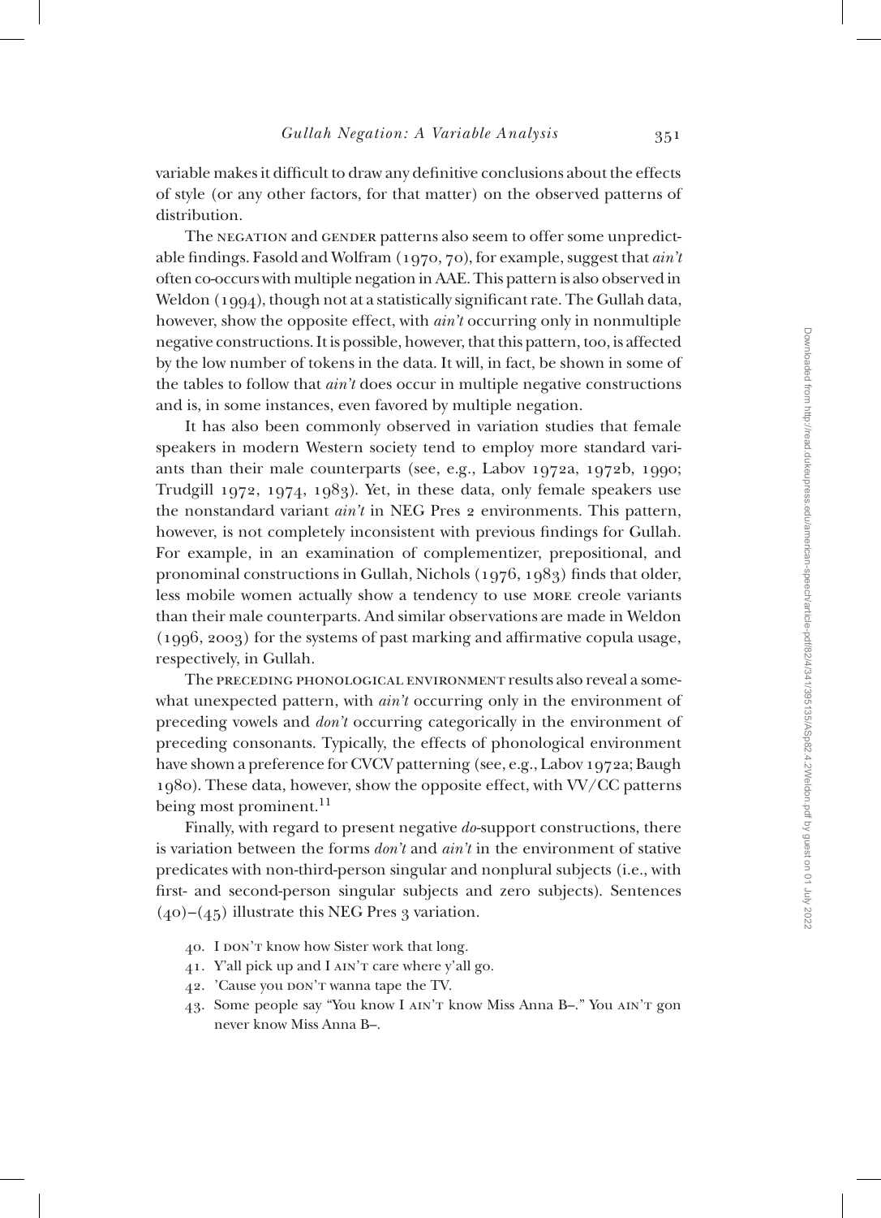variable makes it difficult to draw any definitive conclusions about the effects of style (or any other factors, for that matter) on the observed patterns of distribution.

The NEGATION and GENDER patterns also seem to offer some unpredictable findings. Fasold and Wolfram (1970, 70), for example, suggest that *ain't* often co-occurs with multiple negation in AAE. This pattern is also observed in Weldon (1994), though not at a statistically significant rate. The Gullah data, however, show the opposite effect, with *ain't* occurring only in nonmultiple negative constructions. It is possible, however, that this pattern, too, is affected by the low number of tokens in the data. It will, in fact, be shown in some of the tables to follow that *ain't* does occur in multiple negative constructions and is, in some instances, even favored by multiple negation.

It has also been commonly observed in variation studies that female speakers in modern Western society tend to employ more standard variants than their male counterparts (see, e.g., Labov 1972a, 1972b, 1990; Trudgill 1972, 1974, 1983). Yet, in these data, only female speakers use the nonstandard variant *ain't* in NEG Pres 2 environments. This pattern, however, is not completely inconsistent with previous findings for Gullah. For example, in an examination of complementizer, prepositional, and pronominal constructions in Gullah, Nichols (1976, 1983) finds that older, less mobile women actually show a tendency to use MORE creole variants than their male counterparts. And similar observations are made in Weldon (1996, 2003) for the systems of past marking and affirmative copula usage, respectively, in Gullah.

The PRECEDING PHONOLOGICAL ENVIRONMENT results also reveal a somewhat unexpected pattern, with *ain't* occurring only in the environment of preceding vowels and *don't* occurring categorically in the environment of preceding consonants. Typically, the effects of phonological environment have shown a preference for CVCV patterning (see, e.g., Labov 1972a; Baugh 1980). These data, however, show the opposite effect, with VV/CC patterns being most prominent.[11]

Finally, with regard to present negative *do*-support constructions, there is variation between the forms *don't* and *ain't* in the environment of stative predicates with non-third-person singular and nonplural subjects (i.e., with first- and second-person singular subjects and zero subjects). Sentences (40)–(45) illustrate this NEG Pres 3 variation.

40. I DON'T know how Sister work that long.
41. Y'all pick up and I AIN'T care where y'all go.
42. 'Cause you DON'T wanna tape the TV.
43. Some people say "You know I AIN'T know Miss Anna B–." You AIN'T gon never know Miss Anna B–.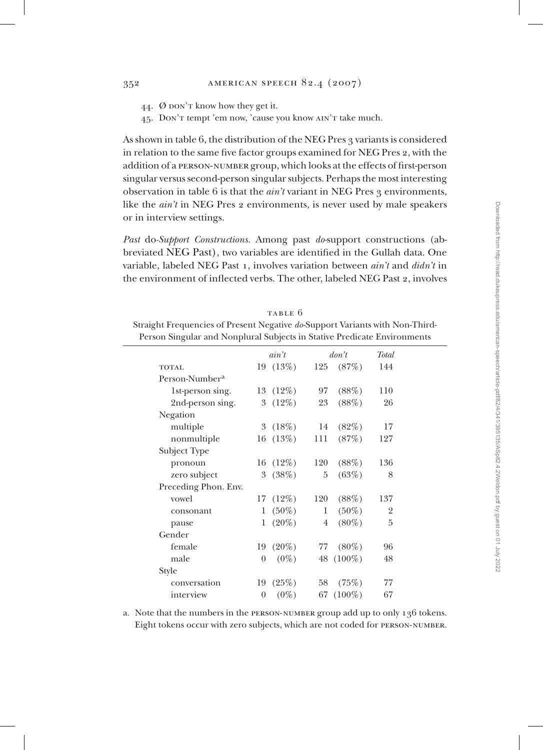44. Ø DON'T know how they get it.
45. DON'T tempt 'em now, 'cause you know AIN'T take much.

As shown in table 6, the distribution of the NEG Pres 3 variants is considered in relation to the same five factor groups examined for NEG Pres 2, with the addition of a PERSON-NUMBER group, which looks at the effects of first-person singular versus second-person singular subjects. Perhaps the most interesting observation in table 6 is that the *ain't* variant in NEG Pres 3 environments, like the *ain't* in NEG Pres 2 environments, is never used by male speakers or in interview settings.

*Past* do*-Support Constructions.* Among past *do*-support constructions (abbreviated NEG Past), two variables are identified in the Gullah data. One variable, labeled NEG Past 1, involves variation between *ain't* and *didn't* in the environment of inflected verbs. The other, labeled NEG Past 2, involves

TABLE 6
Straight Frequencies of Present Negative *do*-Support Variants with Non-Third-Person Singular and Nonplural Subjects in Stative Predicate Environments

| | *ain't* | | *don't* | | *Total* |
|---|---|---|---|---|---|
| TOTAL | 19 | (13%) | 125 | (87%) | 144 |
| Person-Number[a] | | | | | |
| 1st-person sing. | 13 | (12%) | 97 | (88%) | 110 |
| 2nd-person sing. | 3 | (12%) | 23 | (88%) | 26 |
| Negation | | | | | |
| multiple | 3 | (18%) | 14 | (82%) | 17 |
| nonmultiple | 16 | (13%) | 111 | (87%) | 127 |
| Subject Type | | | | | |
| pronoun | 16 | (12%) | 120 | (88%) | 136 |
| zero subject | 3 | (38%) | 5 | (63%) | 8 |
| Preceding Phon. Env. | | | | | |
| vowel | 17 | (12%) | 120 | (88%) | 137 |
| consonant | 1 | (50%) | 1 | (50%) | 2 |
| pause | 1 | (20%) | 4 | (80%) | 5 |
| Gender | | | | | |
| female | 19 | (20%) | 77 | (80%) | 96 |
| male | 0 | (0%) | 48 | (100%) | 48 |
| Style | | | | | |
| conversation | 19 | (25%) | 58 | (75%) | 77 |
| interview | 0 | (0%) | 67 | (100%) | 67 |

a. Note that the numbers in the PERSON-NUMBER group add up to only 136 tokens. Eight tokens occur with zero subjects, which are not coded for PERSON-NUMBER.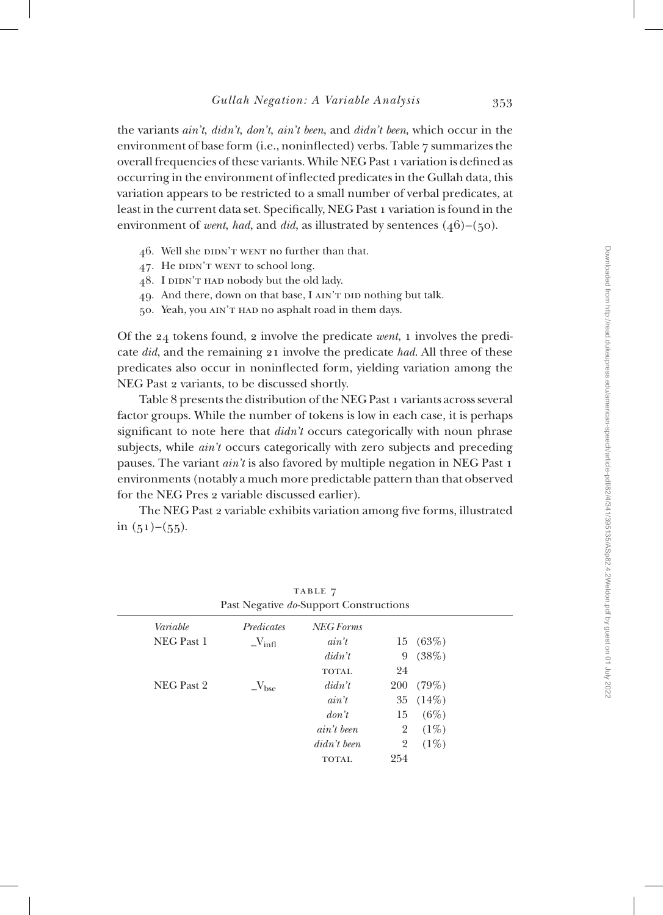the variants *ain't*, *didn't*, *don't*, *ain't been*, and *didn't been*, which occur in the environment of base form (i.e., noninflected) verbs. Table 7 summarizes the overall frequencies of these variants. While NEG Past 1 variation is defined as occurring in the environment of inflected predicates in the Gullah data, this variation appears to be restricted to a small number of verbal predicates, at least in the current data set. Specifically, NEG Past 1 variation is found in the environment of *went*, *had*, and *did*, as illustrated by sentences (46)–(50).

46. Well she DIDN'T WENT no further than that.
47. He DIDN'T WENT to school long.
48. I DIDN'T HAD nobody but the old lady.
49. And there, down on that base, I AIN'T DID nothing but talk.
50. Yeah, you AIN'T HAD no asphalt road in them days.

Of the 24 tokens found, 2 involve the predicate *went*, 1 involves the predicate *did*, and the remaining 21 involve the predicate *had*. All three of these predicates also occur in noninflected form, yielding variation among the NEG Past 2 variants, to be discussed shortly.

Table 8 presents the distribution of the NEG Past 1 variants across several factor groups. While the number of tokens is low in each case, it is perhaps significant to note here that *didn't* occurs categorically with noun phrase subjects, while *ain't* occurs categorically with zero subjects and preceding pauses. The variant *ain't* is also favored by multiple negation in NEG Past 1 environments (notably a much more predictable pattern than that observed for the NEG Pres 2 variable discussed earlier).

The NEG Past 2 variable exhibits variation among five forms, illustrated in (51)–(55).

TABLE 7
Past Negative *do*-Support Constructions

| *Variable* | *Predicates* | *NEG Forms* | | |
|---|---|---|---|---|
| NEG Past 1 | $\_V_{infl}$ | *ain't* | 15 | (63%) |
| | | *didn't* | 9 | (38%) |
| | | TOTAL | 24 | |
| NEG Past 2 | $\_V_{bse}$ | *didn't* | 200 | (79%) |
| | | *ain't* | 35 | (14%) |
| | | *don't* | 15 | (6%) |
| | | *ain't been* | 2 | (1%) |
| | | *didn't been* | 2 | (1%) |
| | | TOTAL | 254 | |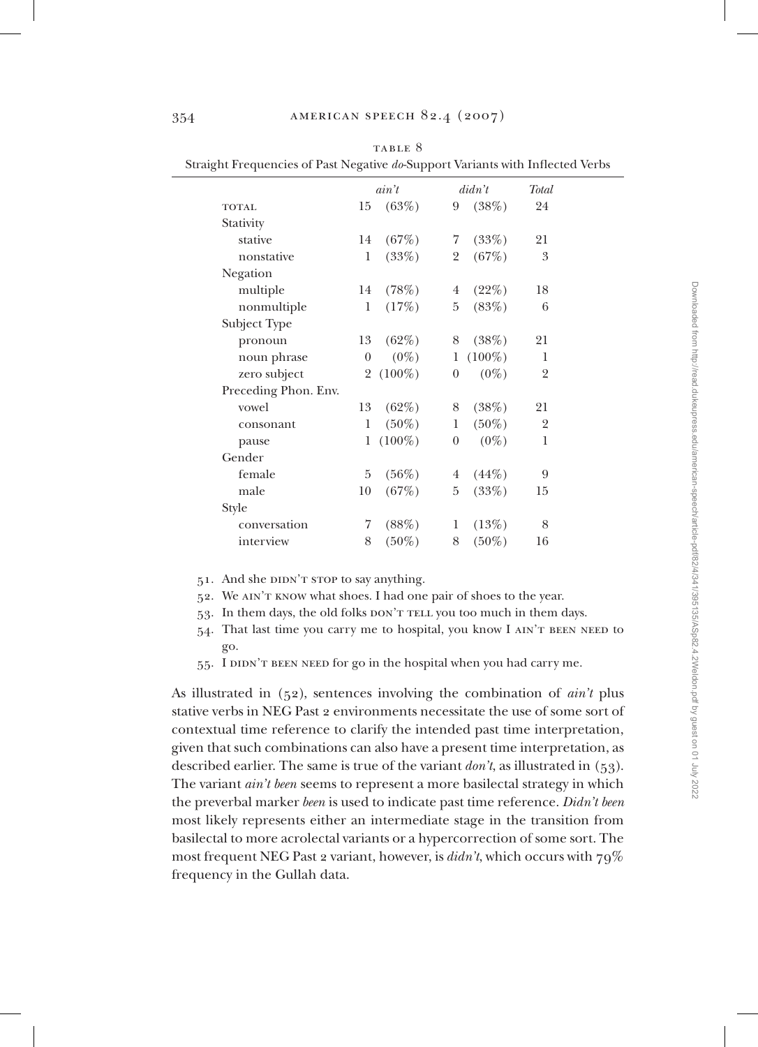TABLE 8
Straight Frequencies of Past Negative *do*-Support Variants with Inflected Verbs

| | *ain't* | | *didn't* | | *Total* |
|---|---|---|---|---|---|
| TOTAL | 15 | (63%) | 9 | (38%) | 24 |
| Stativity | | | | | |
| stative | 14 | (67%) | 7 | (33%) | 21 |
| nonstative | 1 | (33%) | 2 | (67%) | 3 |
| Negation | | | | | |
| multiple | 14 | (78%) | 4 | (22%) | 18 |
| nonmultiple | 1 | (17%) | 5 | (83%) | 6 |
| Subject Type | | | | | |
| pronoun | 13 | (62%) | 8 | (38%) | 21 |
| noun phrase | 0 | (0%) | 1 | (100%) | 1 |
| zero subject | 2 | (100%) | 0 | (0%) | 2 |
| Preceding Phon. Env. | | | | | |
| vowel | 13 | (62%) | 8 | (38%) | 21 |
| consonant | 1 | (50%) | 1 | (50%) | 2 |
| pause | 1 | (100%) | 0 | (0%) | 1 |
| Gender | | | | | |
| female | 5 | (56%) | 4 | (44%) | 9 |
| male | 10 | (67%) | 5 | (33%) | 15 |
| Style | | | | | |
| conversation | 7 | (88%) | 1 | (13%) | 8 |
| interview | 8 | (50%) | 8 | (50%) | 16 |

51. And she DIDN'T STOP to say anything.
52. We AIN'T KNOW what shoes. I had one pair of shoes to the year.
53. In them days, the old folks DON'T TELL you too much in them days.
54. That last time you carry me to hospital, you know I AIN'T BEEN NEED to go.
55. I DIDN'T BEEN NEED for go in the hospital when you had carry me.

As illustrated in (52), sentences involving the combination of *ain't* plus stative verbs in NEG Past 2 environments necessitate the use of some sort of contextual time reference to clarify the intended past time interpretation, given that such combinations can also have a present time interpretation, as described earlier. The same is true of the variant *don't*, as illustrated in (53). The variant *ain't been* seems to represent a more basilectal strategy in which the preverbal marker *been* is used to indicate past time reference. *Didn't been* most likely represents either an intermediate stage in the transition from basilectal to more acrolectal variants or a hypercorrection of some sort. The most frequent NEG Past 2 variant, however, is *didn't*, which occurs with 79% frequency in the Gullah data.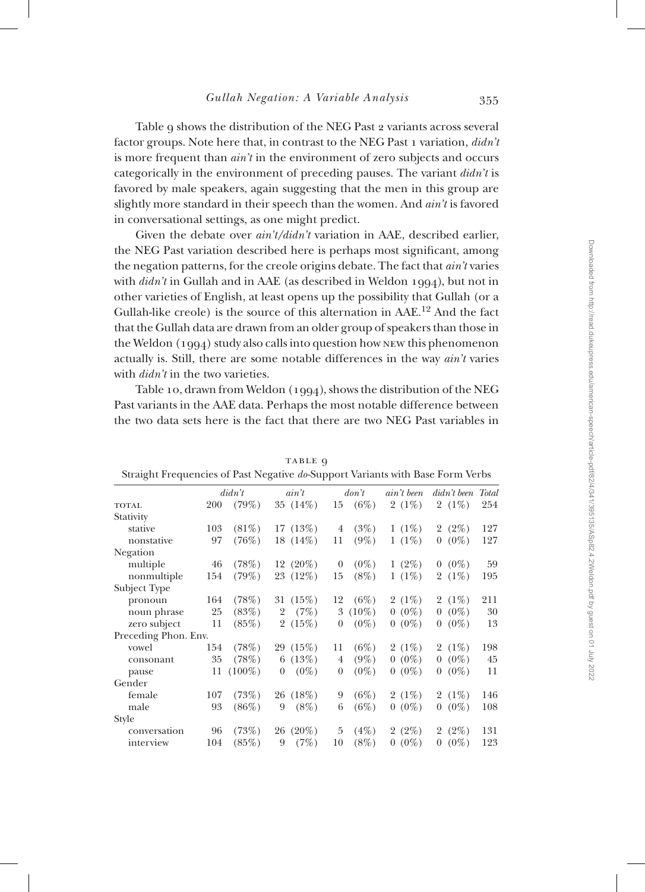Table 9 shows the distribution of the NEG Past 2 variants across several factor groups. Note here that, in contrast to the NEG Past 1 variation, *didn't* is more frequent than *ain't* in the environment of zero subjects and occurs categorically in the environment of preceding pauses. The variant *didn't* is favored by male speakers, again suggesting that the men in this group are slightly more standard in their speech than the women. And *ain't* is favored in conversational settings, as one might predict.

Given the debate over *ain't/didn't* variation in AAE, described earlier, the NEG Past variation described here is perhaps most significant, among the negation patterns, for the creole origins debate. The fact that *ain't* varies with *didn't* in Gullah and in AAE (as described in Weldon 1994), but not in other varieties of English, at least opens up the possibility that Gullah (or a Gullah-like creole) is the source of this alternation in AAE.[12] And the fact that the Gullah data are drawn from an older group of speakers than those in the Weldon (1994) study also calls into question how NEW this phenomenon actually is. Still, there are some notable differences in the way *ain't* varies with *didn't* in the two varieties.

Table 10, drawn from Weldon (1994), shows the distribution of the NEG Past variants in the AAE data. Perhaps the most notable difference between the two data sets here is the fact that there are two NEG Past variables in

TABLE 9
Straight Frequencies of Past Negative *do*-Support Variants with Base Form Verbs

| | *didn't* | *ain't* | *don't* | *ain't been* | *didn't been* | *Total* |
|---|---|---|---|---|---|---|
| TOTAL | 200 (79%) | 35 (14%) | 15 (6%) | 2 (1%) | 2 (1%) | 254 |
| Stativity | | | | | | |
| stative | 103 (81%) | 17 (13%) | 4 (3%) | 1 (1%) | 2 (2%) | 127 |
| nonstative | 97 (76%) | 18 (14%) | 11 (9%) | 1 (1%) | 0 (0%) | 127 |
| Negation | | | | | | |
| multiple | 46 (78%) | 12 (20%) | 0 (0%) | 1 (2%) | 0 (0%) | 59 |
| nonmultiple | 154 (79%) | 23 (12%) | 15 (8%) | 1 (1%) | 2 (1%) | 195 |
| Subject Type | | | | | | |
| pronoun | 164 (78%) | 31 (15%) | 12 (6%) | 2 (1%) | 2 (1%) | 211 |
| noun phrase | 25 (83%) | 2 (7%) | 3 (10%) | 0 (0%) | 0 (0%) | 30 |
| zero subject | 11 (85%) | 2 (15%) | 0 (0%) | 0 (0%) | 0 (0%) | 13 |
| Preceding Phon. Env. | | | | | | |
| vowel | 154 (78%) | 29 (15%) | 11 (6%) | 2 (1%) | 2 (1%) | 198 |
| consonant | 35 (78%) | 6 (13%) | 4 (9%) | 0 (0%) | 0 (0%) | 45 |
| pause | 11 (100%) | 0 (0%) | 0 (0%) | 0 (0%) | 0 (0%) | 11 |
| Gender | | | | | | |
| female | 107 (73%) | 26 (18%) | 9 (6%) | 2 (1%) | 2 (1%) | 146 |
| male | 93 (86%) | 9 (8%) | 6 (6%) | 0 (0%) | 0 (0%) | 108 |
| Style | | | | | | |
| conversation | 96 (73%) | 26 (20%) | 5 (4%) | 2 (2%) | 2 (2%) | 131 |
| interview | 104 (85%) | 9 (7%) | 10 (8%) | 0 (0%) | 0 (0%) | 123 |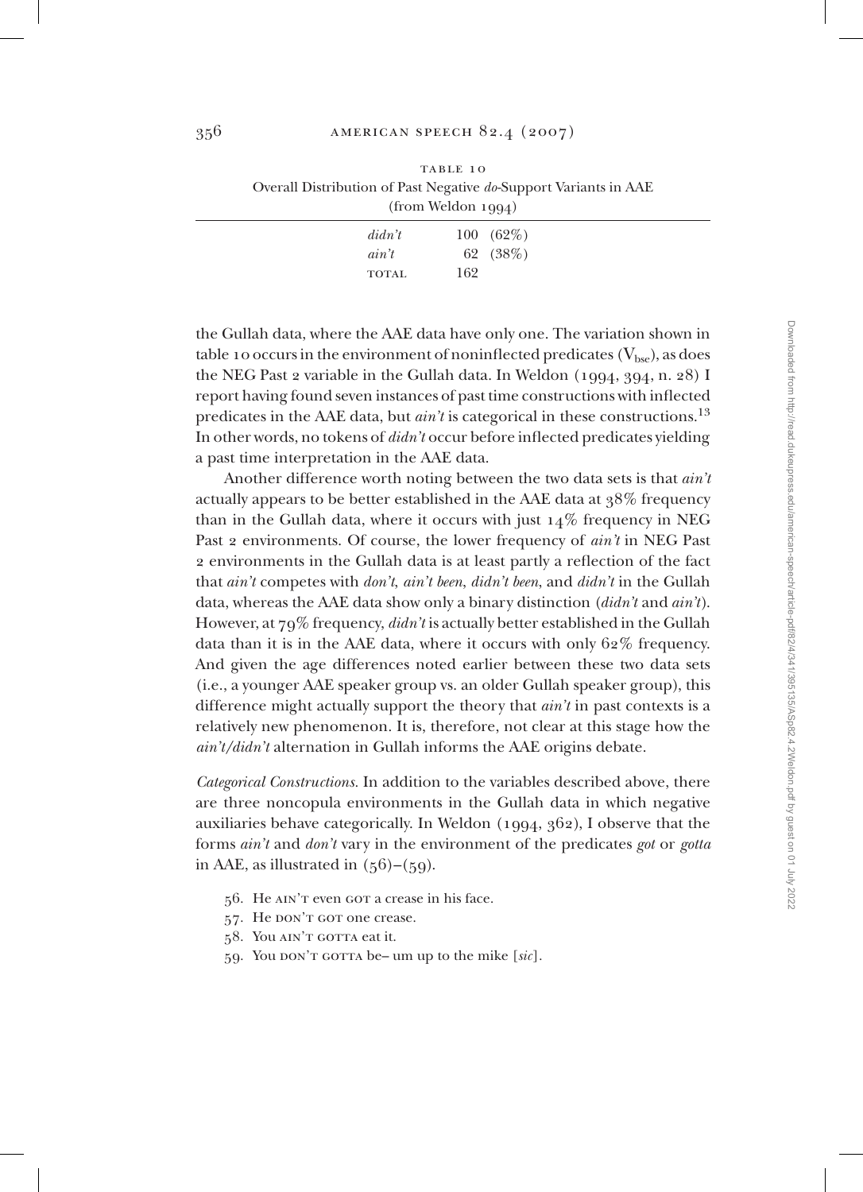TABLE 10
Overall Distribution of Past Negative *do*-Support Variants in AAE (from Weldon 1994)

| | |
|---|---|
| *didn't* | 100 (62%) |
| *ain't* | 62 (38%) |
| TOTAL | 162 |

the Gullah data, where the AAE data have only one. The variation shown in table 10 occurs in the environment of noninflected predicates ($V_{bse}$), as does the NEG Past 2 variable in the Gullah data. In Weldon (1994, 394, n. 28) I report having found seven instances of past time constructions with inflected predicates in the AAE data, but *ain't* is categorical in these constructions.[13] In other words, no tokens of *didn't* occur before inflected predicates yielding a past time interpretation in the AAE data.

Another difference worth noting between the two data sets is that *ain't* actually appears to be better established in the AAE data at 38% frequency than in the Gullah data, where it occurs with just 14% frequency in NEG Past 2 environments. Of course, the lower frequency of *ain't* in NEG Past 2 environments in the Gullah data is at least partly a reflection of the fact that *ain't* competes with *don't*, *ain't been*, *didn't been*, and *didn't* in the Gullah data, whereas the AAE data show only a binary distinction (*didn't* and *ain't*). However, at 79% frequency, *didn't* is actually better established in the Gullah data than it is in the AAE data, where it occurs with only 62% frequency. And given the age differences noted earlier between these two data sets (i.e., a younger AAE speaker group vs. an older Gullah speaker group), this difference might actually support the theory that *ain't* in past contexts is a relatively new phenomenon. It is, therefore, not clear at this stage how the *ain't/didn't* alternation in Gullah informs the AAE origins debate.

*Categorical Constructions.* In addition to the variables described above, there are three noncopula environments in the Gullah data in which negative auxiliaries behave categorically. In Weldon (1994, 362), I observe that the forms *ain't* and *don't* vary in the environment of the predicates *got* or *gotta* in AAE, as illustrated in (56)–(59).

56. He AIN'T even GOT a crease in his face.
57. He DON'T GOT one crease.
58. You AIN'T GOTTA eat it.
59. You DON'T GOTTA be– um up to the mike [*sic*].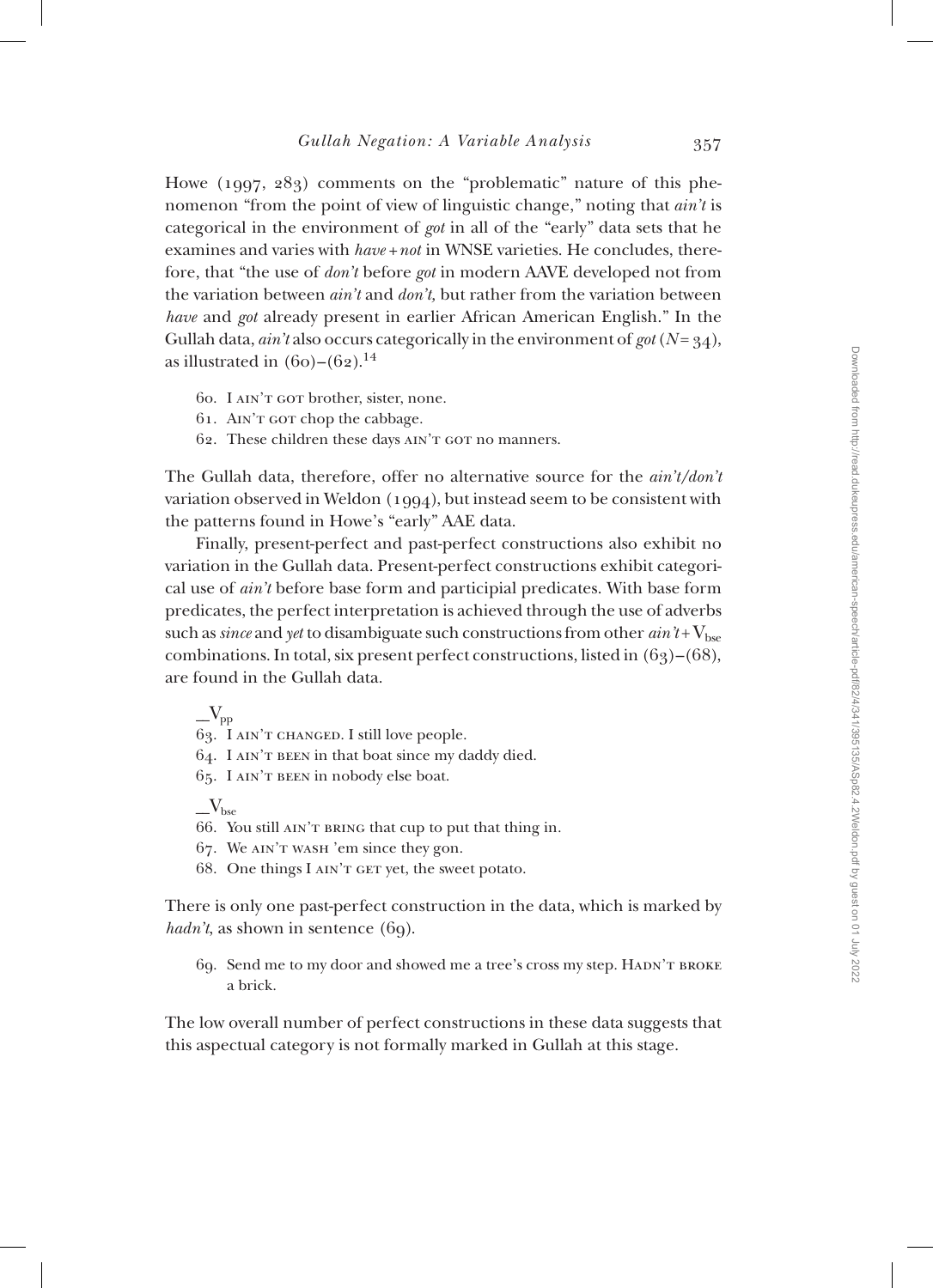Howe (1997, 283) comments on the "problematic" nature of this phenomenon "from the point of view of linguistic change," noting that *ain't* is categorical in the environment of *got* in all of the "early" data sets that he examines and varies with *have + not* in WNSE varieties. He concludes, therefore, that "the use of *don't* before *got* in modern AAVE developed not from the variation between *ain't* and *don't,* but rather from the variation between *have* and *got* already present in earlier African American English." In the Gullah data, *ain't* also occurs categorically in the environment of *got* ($N = 34$), as illustrated in (60)–(62).[14]

60. I AIN'T GOT brother, sister, none.
61. AIN'T GOT chop the cabbage.
62. These children these days AIN'T GOT no manners.

The Gullah data, therefore, offer no alternative source for the *ain't/don't* variation observed in Weldon (1994), but instead seem to be consistent with the patterns found in Howe's "early" AAE data.

Finally, present-perfect and past-perfect constructions also exhibit no variation in the Gullah data. Present-perfect constructions exhibit categorical use of *ain't* before base form and participial predicates. With base form predicates, the perfect interpretation is achieved through the use of adverbs such as *since* and *yet* to disambiguate such constructions from other *ain't* + $V_{bse}$ combinations. In total, six present perfect constructions, listed in (63)–(68), are found in the Gullah data.

$\_V_{pp}$

63. I AIN'T CHANGED. I still love people.
64. I AIN'T BEEN in that boat since my daddy died.
65. I AIN'T BEEN in nobody else boat.

$\_V_{bse}$

66. You still AIN'T BRING that cup to put that thing in.
67. We AIN'T WASH 'em since they gon.
68. One things I AIN'T GET yet, the sweet potato.

There is only one past-perfect construction in the data, which is marked by *hadn't*, as shown in sentence (69).

69. Send me to my door and showed me a tree's cross my step. HADN'T BROKE a brick.

The low overall number of perfect constructions in these data suggests that this aspectual category is not formally marked in Gullah at this stage.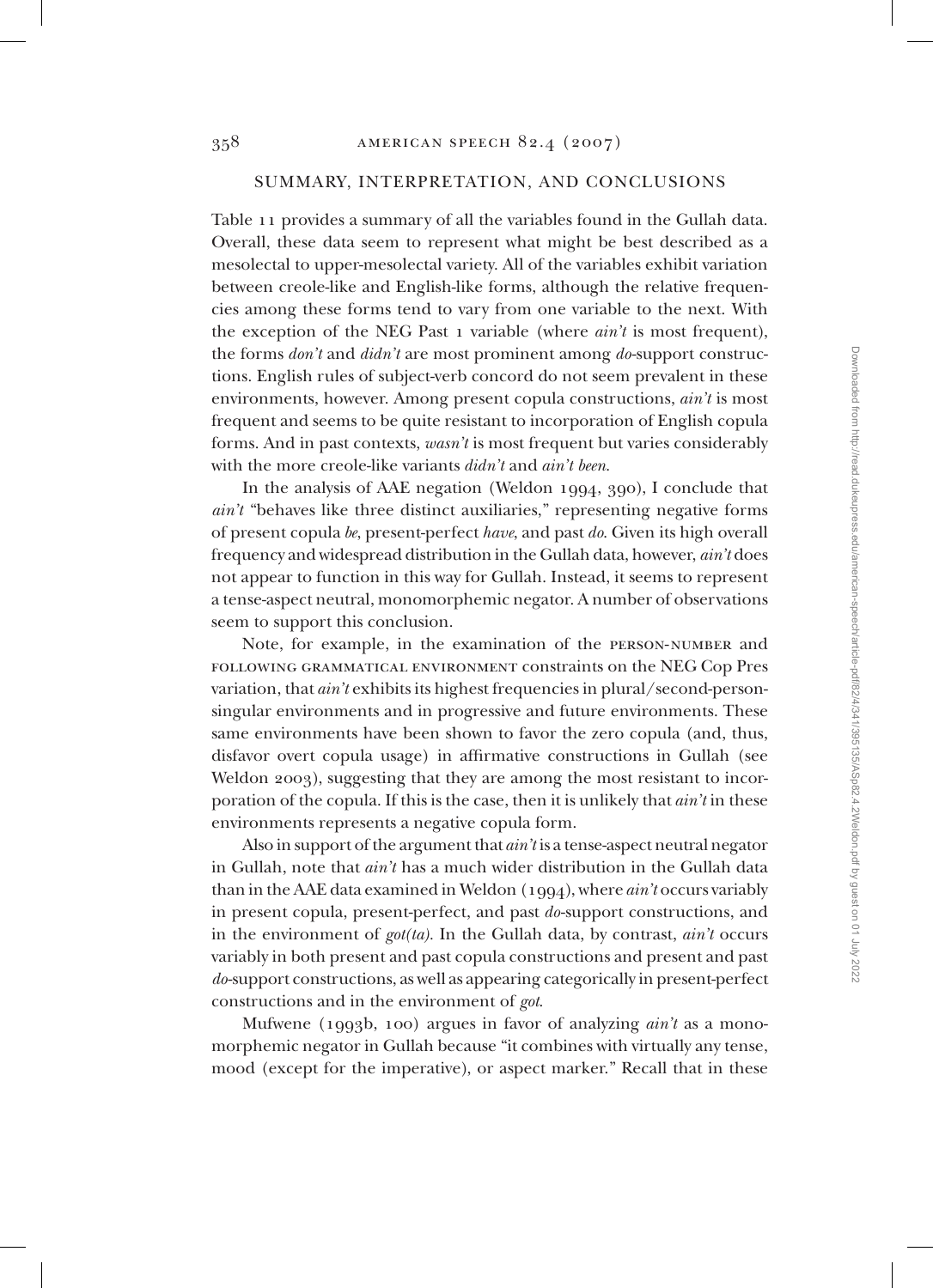## SUMMARY, INTERPRETATION, AND CONCLUSIONS

Table 11 provides a summary of all the variables found in the Gullah data. Overall, these data seem to represent what might be best described as a mesolectal to upper-mesolectal variety. All of the variables exhibit variation between creole-like and English-like forms, although the relative frequencies among these forms tend to vary from one variable to the next. With the exception of the NEG Past 1 variable (where *ain't* is most frequent), the forms *don't* and *didn't* are most prominent among *do*-support constructions. English rules of subject-verb concord do not seem prevalent in these environments, however. Among present copula constructions, *ain't* is most frequent and seems to be quite resistant to incorporation of English copula forms. And in past contexts, *wasn't* is most frequent but varies considerably with the more creole-like variants *didn't* and *ain't been*.

In the analysis of AAE negation (Weldon 1994, 390), I conclude that *ain't* "behaves like three distinct auxiliaries," representing negative forms of present copula *be*, present-perfect *have*, and past *do*. Given its high overall frequency and widespread distribution in the Gullah data, however, *ain't* does not appear to function in this way for Gullah. Instead, it seems to represent a tense-aspect neutral, monomorphemic negator. A number of observations seem to support this conclusion.

Note, for example, in the examination of the PERSON-NUMBER and FOLLOWING GRAMMATICAL ENVIRONMENT constraints on the NEG Cop Pres variation, that *ain't* exhibits its highest frequencies in plural/second-person-singular environments and in progressive and future environments. These same environments have been shown to favor the zero copula (and, thus, disfavor overt copula usage) in affirmative constructions in Gullah (see Weldon 2003), suggesting that they are among the most resistant to incorporation of the copula. If this is the case, then it is unlikely that *ain't* in these environments represents a negative copula form.

Also in support of the argument that *ain't* is a tense-aspect neutral negator in Gullah, note that *ain't* has a much wider distribution in the Gullah data than in the AAE data examined in Weldon (1994), where *ain't* occurs variably in present copula, present-perfect, and past *do*-support constructions, and in the environment of *got(ta)*. In the Gullah data, by contrast, *ain't* occurs variably in both present and past copula constructions and present and past *do*-support constructions, as well as appearing categorically in present-perfect constructions and in the environment of *got*.

Mufwene (1993b, 100) argues in favor of analyzing *ain't* as a monomorphemic negator in Gullah because "it combines with virtually any tense, mood (except for the imperative), or aspect marker." Recall that in these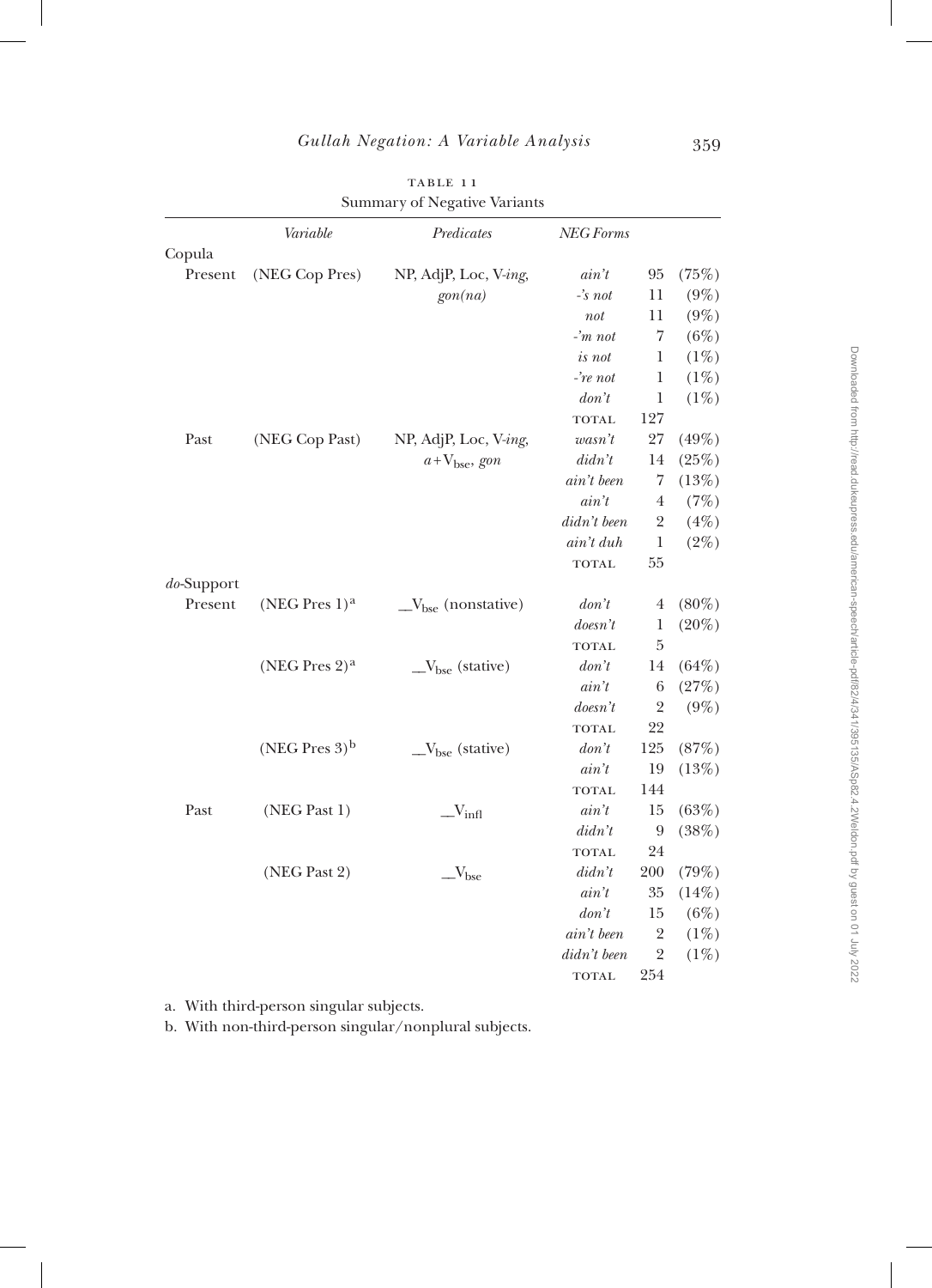TABLE 11
Summary of Negative Variants

| | | Variable | Predicates | NEG Forms | | |
|---|---|---|---|---|---|---|
| Copula | | | | | | |
| | Present | (NEG Cop Pres) | NP, AdjP, Loc, V-*ing*, *gon(na)* | *ain't* | 95 | (75%) |
| | | | | *-'s not* | 11 | (9%) |
| | | | | *not* | 11 | (9%) |
| | | | | *-'m not* | 7 | (6%) |
| | | | | *is not* | 1 | (1%) |
| | | | | *-'re not* | 1 | (1%) |
| | | | | *don't* | 1 | (1%) |
| | | | | TOTAL | 127 | |
| | Past | (NEG Cop Past) | NP, AdjP, Loc, V-*ing*, $a$+$V_{bse}$, *gon* | *wasn't* | 27 | (49%) |
| | | | | *didn't* | 14 | (25%) |
| | | | | *ain't been* | 7 | (13%) |
| | | | | *ain't* | 4 | (7%) |
| | | | | *didn't been* | 2 | (4%) |
| | | | | *ain't duh* | 1 | (2%) |
| | | | | TOTAL | 55 | |
| *do*-Support | | | | | | |
| | Present | (NEG Pres 1)[a] | \_\_$V_{bse}$ (nonstative) | *don't* | 4 | (80%) |
| | | | | *doesn't* | 1 | (20%) |
| | | | | TOTAL | 5 | |
| | | (NEG Pres 2)[a] | \_\_$V_{bse}$ (stative) | *don't* | 14 | (64%) |
| | | | | *ain't* | 6 | (27%) |
| | | | | *doesn't* | 2 | (9%) |
| | | | | TOTAL | 22 | |
| | | (NEG Pres 3)[b] | \_\_$V_{bse}$ (stative) | *don't* | 125 | (87%) |
| | | | | *ain't* | 19 | (13%) |
| | | | | TOTAL | 144 | |
| | Past | (NEG Past 1) | \_\_$V_{infl}$ | *ain't* | 15 | (63%) |
| | | | | *didn't* | 9 | (38%) |
| | | | | TOTAL | 24 | |
| | | (NEG Past 2) | \_\_$V_{bse}$ | *didn't* | 200 | (79%) |
| | | | | *ain't* | 35 | (14%) |
| | | | | *don't* | 15 | (6%) |
| | | | | *ain't been* | 2 | (1%) |
| | | | | *didn't been* | 2 | (1%) |
| | | | | TOTAL | 254 | |

a. With third-person singular subjects.
b. With non-third-person singular/nonplural subjects.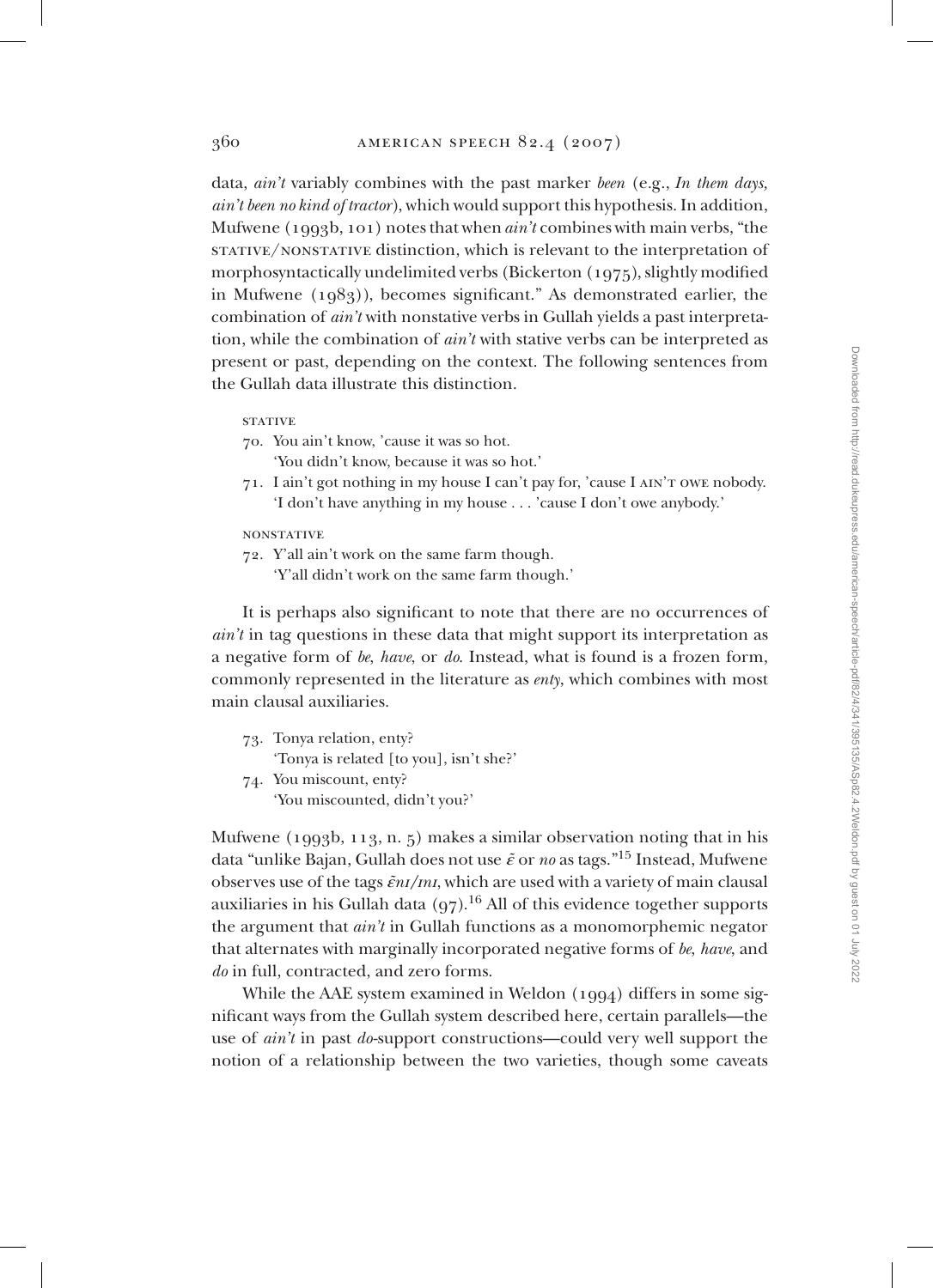data, *ain't* variably combines with the past marker *been* (e.g., *In them days, ain't been no kind of tractor*), which would support this hypothesis. In addition, Mufwene (1993b, 101) notes that when *ain't* combines with main verbs, "the STATIVE/NONSTATIVE distinction, which is relevant to the interpretation of morphosyntactically undelimited verbs (Bickerton (1975), slightly modified in Mufwene (1983)), becomes significant." As demonstrated earlier, the combination of *ain't* with nonstative verbs in Gullah yields a past interpretation, while the combination of *ain't* with stative verbs can be interpreted as present or past, depending on the context. The following sentences from the Gullah data illustrate this distinction.

STATIVE

70. You ain't know, 'cause it was so hot.
    'You didn't know, because it was so hot.'
71. I ain't got nothing in my house I can't pay for, 'cause I AIN'T OWE nobody.
    'I don't have anything in my house . . . 'cause I don't owe anybody.'

NONSTATIVE

72. Y'all ain't work on the same farm though.
    'Y'all didn't work on the same farm though.'

It is perhaps also significant to note that there are no occurrences of *ain't* in tag questions in these data that might support its interpretation as a negative form of *be*, *have*, or *do*. Instead, what is found is a frozen form, commonly represented in the literature as *enty*, which combines with most main clausal auxiliaries.

73. Tonya relation, enty?
    'Tonya is related [to you], isn't she?'
74. You miscount, enty?
    'You miscounted, didn't you?'

Mufwene (1993b, 113, n. 5) makes a similar observation noting that in his data "unlike Bajan, Gullah does not use *ɛ̃* or *no* as tags."[15] Instead, Mufwene observes use of the tags *ɛ̃nɪ/ɪnɪ*, which are used with a variety of main clausal auxiliaries in his Gullah data (97).[16] All of this evidence together supports the argument that *ain't* in Gullah functions as a monomorphemic negator that alternates with marginally incorporated negative forms of *be*, *have*, and *do* in full, contracted, and zero forms.

While the AAE system examined in Weldon (1994) differs in some significant ways from the Gullah system described here, certain parallels—the use of *ain't* in past *do*-support constructions—could very well support the notion of a relationship between the two varieties, though some caveats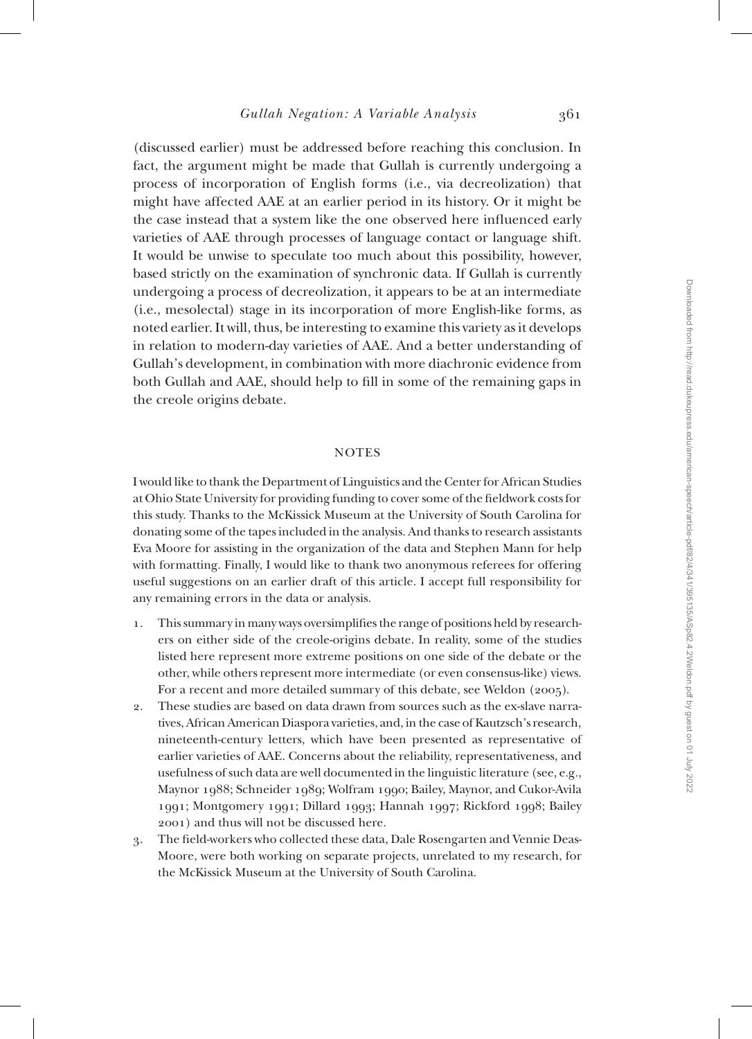(discussed earlier) must be addressed before reaching this conclusion. In fact, the argument might be made that Gullah is currently undergoing a process of incorporation of English forms (i.e., via decreolization) that might have affected AAE at an earlier period in its history. Or it might be the case instead that a system like the one observed here influenced early varieties of AAE through processes of language contact or language shift. It would be unwise to speculate too much about this possibility, however, based strictly on the examination of synchronic data. If Gullah is currently undergoing a process of decreolization, it appears to be at an intermediate (i.e., mesolectal) stage in its incorporation of more English-like forms, as noted earlier. It will, thus, be interesting to examine this variety as it develops in relation to modern-day varieties of AAE. And a better understanding of Gullah's development, in combination with more diachronic evidence from both Gullah and AAE, should help to fill in some of the remaining gaps in the creole origins debate.

## NOTES

I would like to thank the Department of Linguistics and the Center for African Studies at Ohio State University for providing funding to cover some of the fieldwork costs for this study. Thanks to the McKissick Museum at the University of South Carolina for donating some of the tapes included in the analysis. And thanks to research assistants Eva Moore for assisting in the organization of the data and Stephen Mann for help with formatting. Finally, I would like to thank two anonymous referees for offering useful suggestions on an earlier draft of this article. I accept full responsibility for any remaining errors in the data or analysis.

1. This summary in many ways oversimplifies the range of positions held by researchers on either side of the creole-origins debate. In reality, some of the studies listed here represent more extreme positions on one side of the debate or the other, while others represent more intermediate (or even consensus-like) views. For a recent and more detailed summary of this debate, see Weldon (2005).
2. These studies are based on data drawn from sources such as the ex-slave narratives, African American Diaspora varieties, and, in the case of Kautzsch's research, nineteenth-century letters, which have been presented as representative of earlier varieties of AAE. Concerns about the reliability, representativeness, and usefulness of such data are well documented in the linguistic literature (see, e.g., Maynor 1988; Schneider 1989; Wolfram 1990; Bailey, Maynor, and Cukor-Avila 1991; Montgomery 1991; Dillard 1993; Hannah 1997; Rickford 1998; Bailey 2001) and thus will not be discussed here.
3. The field-workers who collected these data, Dale Rosengarten and Vennie Deas-Moore, were both working on separate projects, unrelated to my research, for the McKissick Museum at the University of South Carolina.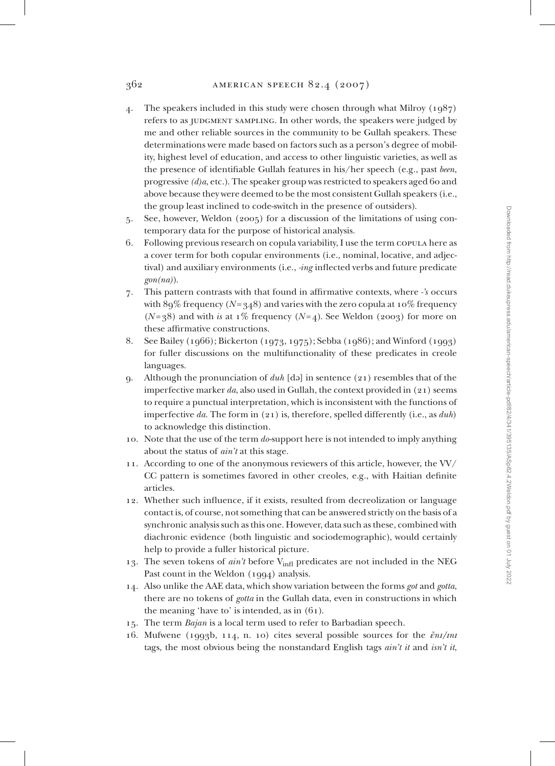4. The speakers included in this study were chosen through what Milroy (1987) refers to as JUDGMENT SAMPLING. In other words, the speakers were judged by me and other reliable sources in the community to be Gullah speakers. These determinations were made based on factors such as a person's degree of mobility, highest level of education, and access to other linguistic varieties, as well as the presence of identifiable Gullah features in his/her speech (e.g., past *been*, progressive *(d)a*, etc.). The speaker group was restricted to speakers aged 60 and above because they were deemed to be the most consistent Gullah speakers (i.e., the group least inclined to code-switch in the presence of outsiders).
5. See, however, Weldon (2005) for a discussion of the limitations of using contemporary data for the purpose of historical analysis.
6. Following previous research on copula variability, I use the term COPULA here as a cover term for both copular environments (i.e., nominal, locative, and adjectival) and auxiliary environments (i.e., *-ing* inflected verbs and future predicate *gon(na)*).
7. This pattern contrasts with that found in affirmative contexts, where *-'s* occurs with 89% frequency (*N*=348) and varies with the zero copula at 10% frequency (*N*=38) and with *is* at 1% frequency (*N*=4). See Weldon (2003) for more on these affirmative constructions.
8. See Bailey (1966); Bickerton (1973, 1975); Sebba (1986); and Winford (1993) for fuller discussions on the multifunctionality of these predicates in creole languages.
9. Although the pronunciation of *duh* [də] in sentence (21) resembles that of the imperfective marker *da*, also used in Gullah, the context provided in (21) seems to require a punctual interpretation, which is inconsistent with the functions of imperfective *da*. The form in (21) is, therefore, spelled differently (i.e., as *duh*) to acknowledge this distinction.
10. Note that the use of the term *do*-support here is not intended to imply anything about the status of *ain't* at this stage.
11. According to one of the anonymous reviewers of this article, however, the VV/CC pattern is sometimes favored in other creoles, e.g., with Haitian definite articles.
12. Whether such influence, if it exists, resulted from decreolization or language contact is, of course, not something that can be answered strictly on the basis of a synchronic analysis such as this one. However, data such as these, combined with diachronic evidence (both linguistic and sociodemographic), would certainly help to provide a fuller historical picture.
13. The seven tokens of *ain't* before $V_{infl}$ predicates are not included in the NEG Past count in the Weldon (1994) analysis.
14. Also unlike the AAE data, which show variation between the forms *got* and *gotta*, there are no tokens of *gotta* in the Gullah data, even in constructions in which the meaning 'have to' is intended, as in (61).
15. The term *Bajan* is a local term used to refer to Barbadian speech.
16. Mufwene (1993b, 114, n. 10) cites several possible sources for the *ɛ̃nɪ/ɪnɪ* tags, the most obvious being the nonstandard English tags *ain't it* and *isn't it*,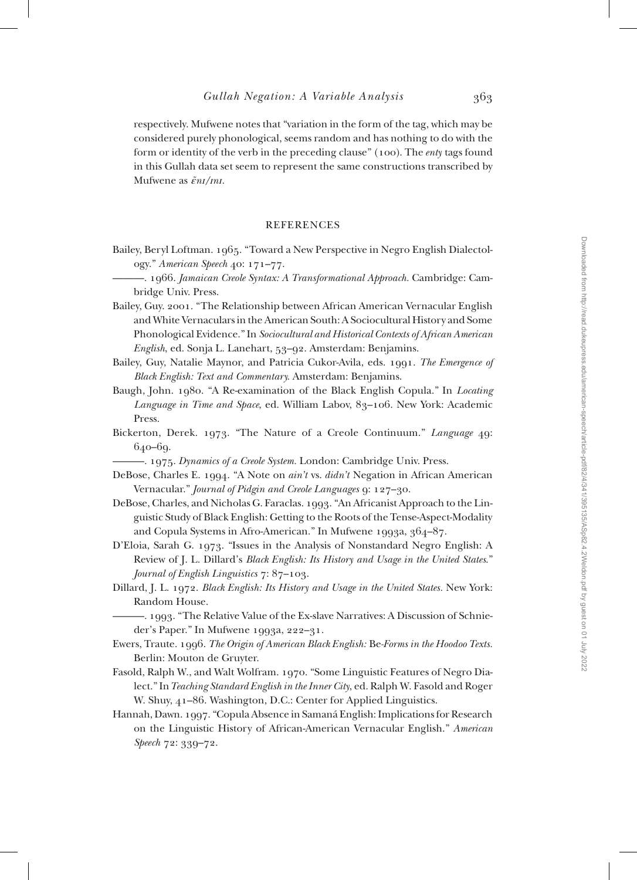respectively. Mufwene notes that "variation in the form of the tag, which may be considered purely phonological, seems random and has nothing to do with the form or identity of the verb in the preceding clause" (100). The *enty* tags found in this Gullah data set seem to represent the same constructions transcribed by Mufwene as *ε̃nɪ/ɪnɪ*.

## REFERENCES

Bailey, Beryl Loftman. 1965. "Toward a New Perspective in Negro English Dialectology." *American Speech* 40: 171–77.

———. 1966. *Jamaican Creole Syntax: A Transformational Approach.* Cambridge: Cambridge Univ. Press.

Bailey, Guy. 2001. "The Relationship between African American Vernacular English and White Vernaculars in the American South: A Sociocultural History and Some Phonological Evidence." In *Sociocultural and Historical Contexts of African American English*, ed. Sonja L. Lanehart, 53–92. Amsterdam: Benjamins.

Bailey, Guy, Natalie Maynor, and Patricia Cukor-Avila, eds. 1991. *The Emergence of Black English: Text and Commentary.* Amsterdam: Benjamins.

Baugh, John. 1980. "A Re-examination of the Black English Copula." In *Locating Language in Time and Space*, ed. William Labov, 83–106. New York: Academic Press.

Bickerton, Derek. 1973. "The Nature of a Creole Continuum." *Language* 49: 640–69.

———. 1975. *Dynamics of a Creole System.* London: Cambridge Univ. Press.

DeBose, Charles E. 1994. "A Note on *ain't* vs. *didn't* Negation in African American Vernacular." *Journal of Pidgin and Creole Languages* 9: 127–30.

DeBose, Charles, and Nicholas G. Faraclas. 1993. "An Africanist Approach to the Linguistic Study of Black English: Getting to the Roots of the Tense-Aspect-Modality and Copula Systems in Afro-American." In Mufwene 1993a, 364–87.

D'Eloia, Sarah G. 1973. "Issues in the Analysis of Nonstandard Negro English: A Review of J. L. Dillard's *Black English: Its History and Usage in the United States.*" *Journal of English Linguistics* 7: 87–103.

Dillard, J. L. 1972. *Black English: Its History and Usage in the United States.* New York: Random House.

———. 1993. "The Relative Value of the Ex-slave Narratives: A Discussion of Schnieder's Paper." In Mufwene 1993a, 222–31.

Ewers, Traute. 1996. *The Origin of American Black English:* Be*-Forms in the Hoodoo Texts.* Berlin: Mouton de Gruyter.

Fasold, Ralph W., and Walt Wolfram. 1970. "Some Linguistic Features of Negro Dialect." In *Teaching Standard English in the Inner City*, ed. Ralph W. Fasold and Roger W. Shuy, 41–86. Washington, D.C.: Center for Applied Linguistics.

Hannah, Dawn. 1997. "Copula Absence in Samaná English: Implications for Research on the Linguistic History of African-American Vernacular English." *American Speech* 72: 339–72.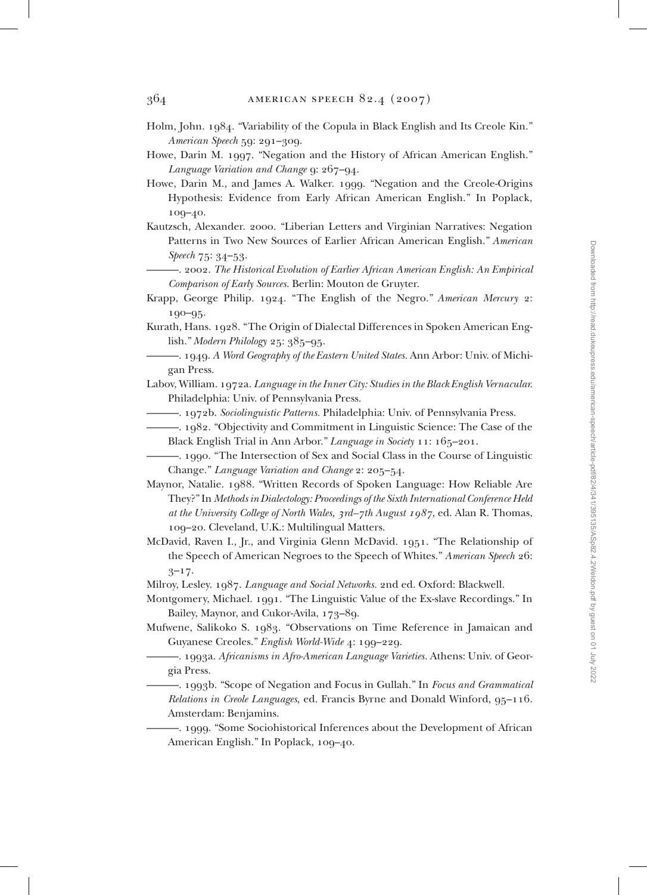Holm, John. 1984. "Variability of the Copula in Black English and Its Creole Kin." *American Speech* 59: 291–309.

Howe, Darin M. 1997. "Negation and the History of African American English." *Language Variation and Change* 9: 267–94.

Howe, Darin M., and James A. Walker. 1999. "Negation and the Creole-Origins Hypothesis: Evidence from Early African American English." In Poplack, 109–40.

Kautzsch, Alexander. 2000. "Liberian Letters and Virginian Narratives: Negation Patterns in Two New Sources of Earlier African American English." *American Speech* 75: 34–53.

———. 2002. *The Historical Evolution of Earlier African American English: An Empirical Comparison of Early Sources*. Berlin: Mouton de Gruyter.

Krapp, George Philip. 1924. "The English of the Negro." *American Mercury* 2: 190–95.

Kurath, Hans. 1928. "The Origin of Dialectal Differences in Spoken American English." *Modern Philology* 25: 385–95.

———. 1949. *A Word Geography of the Eastern United States*. Ann Arbor: Univ. of Michigan Press.

Labov, William. 1972a. *Language in the Inner City: Studies in the Black English Vernacular.* Philadelphia: Univ. of Pennsylvania Press.

———. 1972b. *Sociolinguistic Patterns*. Philadelphia: Univ. of Pennsylvania Press.

———. 1982. "Objectivity and Commitment in Linguistic Science: The Case of the Black English Trial in Ann Arbor." *Language in Society* 11: 165–201.

———. 1990. "The Intersection of Sex and Social Class in the Course of Linguistic Change." *Language Variation and Change* 2: 205–54.

Maynor, Natalie. 1988. "Written Records of Spoken Language: How Reliable Are They?" In *Methods in Dialectology: Proceedings of the Sixth International Conference Held at the University College of North Wales, 3rd–7th August 1987*, ed. Alan R. Thomas, 109–20. Cleveland, U.K.: Multilingual Matters.

McDavid, Raven I., Jr., and Virginia Glenn McDavid. 1951. "The Relationship of the Speech of American Negroes to the Speech of Whites." *American Speech* 26: 3–17.

Milroy, Lesley. 1987. *Language and Social Networks.* 2nd ed. Oxford: Blackwell.

Montgomery, Michael. 1991. "The Linguistic Value of the Ex-slave Recordings." In Bailey, Maynor, and Cukor-Avila, 173–89.

Mufwene, Salikoko S. 1983. "Observations on Time Reference in Jamaican and Guyanese Creoles." *English World-Wide* 4: 199–229.

———. 1993a. *Africanisms in Afro-American Language Varieties*. Athens: Univ. of Georgia Press.

———. 1993b. "Scope of Negation and Focus in Gullah." In *Focus and Grammatical Relations in Creole Languages*, ed. Francis Byrne and Donald Winford, 95–116. Amsterdam: Benjamins.

———. 1999. "Some Sociohistorical Inferences about the Development of African American English." In Poplack, 109–40.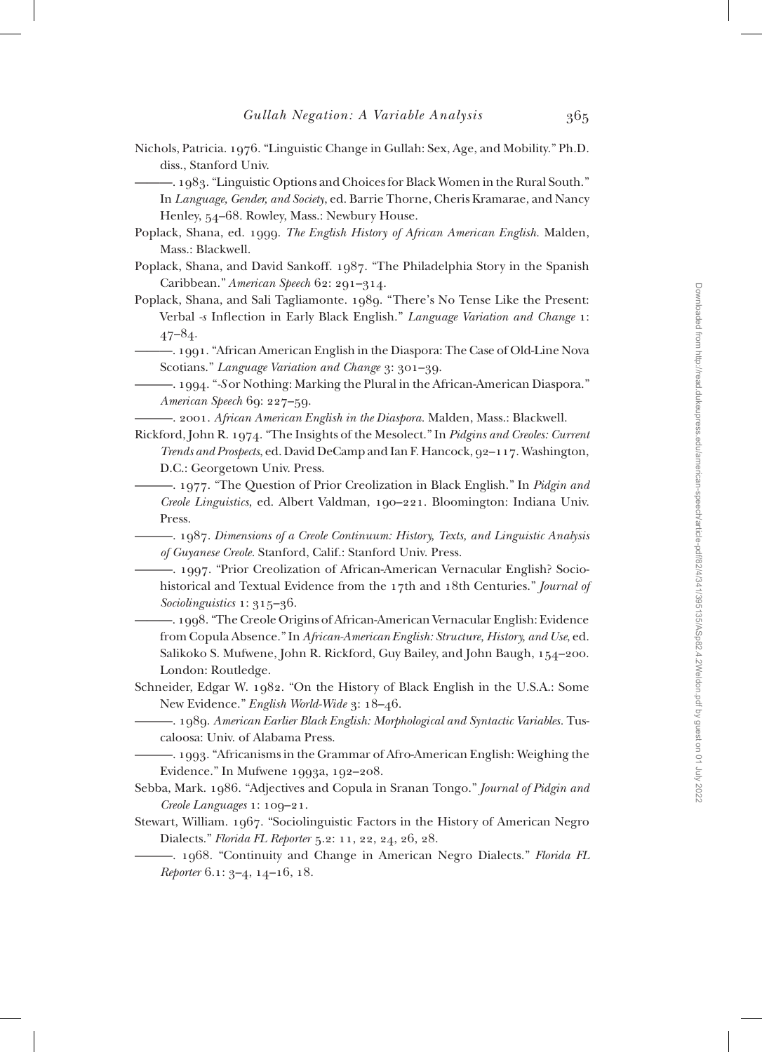Nichols, Patricia. 1976. "Linguistic Change in Gullah: Sex, Age, and Mobility." Ph.D. diss., Stanford Univ.

———. 1983. "Linguistic Options and Choices for Black Women in the Rural South." In *Language, Gender, and Society*, ed. Barrie Thorne, Cheris Kramarae, and Nancy Henley, 54–68. Rowley, Mass.: Newbury House.

Poplack, Shana, ed. 1999. *The English History of African American English*. Malden, Mass.: Blackwell.

Poplack, Shana, and David Sankoff. 1987. "The Philadelphia Story in the Spanish Caribbean." *American Speech* 62: 291–314.

Poplack, Shana, and Sali Tagliamonte. 1989. "There's No Tense Like the Present: Verbal *-s* Inflection in Early Black English." *Language Variation and Change* 1: 47–84.

———. 1991. "African American English in the Diaspora: The Case of Old-Line Nova Scotians." *Language Variation and Change* 3: 301–39.

———. 1994. "*-S* or Nothing: Marking the Plural in the African-American Diaspora." *American Speech* 69: 227–59.

———. 2001. *African American English in the Diaspora*. Malden, Mass.: Blackwell.

Rickford, John R. 1974. "The Insights of the Mesolect." In *Pidgins and Creoles: Current Trends and Prospects*, ed. David DeCamp and Ian F. Hancock, 92–117. Washington, D.C.: Georgetown Univ. Press.

———. 1977. "The Question of Prior Creolization in Black English." In *Pidgin and Creole Linguistics*, ed. Albert Valdman, 190–221. Bloomington: Indiana Univ. Press.

———. 1987. *Dimensions of a Creole Continuum: History, Texts, and Linguistic Analysis of Guyanese Creole*. Stanford, Calif.: Stanford Univ. Press.

———. 1997. "Prior Creolization of African-American Vernacular English? Sociohistorical and Textual Evidence from the 17th and 18th Centuries." *Journal of Sociolinguistics* 1: 315–36.

———. 1998. "The Creole Origins of African-American Vernacular English: Evidence from Copula Absence." In *African-American English: Structure, History, and Use*, ed. Salikoko S. Mufwene, John R. Rickford, Guy Bailey, and John Baugh, 154–200. London: Routledge.

Schneider, Edgar W. 1982. "On the History of Black English in the U.S.A.: Some New Evidence." *English World-Wide* 3: 18–46.

———. 1989. *American Earlier Black English: Morphological and Syntactic Variables*. Tuscaloosa: Univ. of Alabama Press.

———. 1993. "Africanisms in the Grammar of Afro-American English: Weighing the Evidence." In Mufwene 1993a, 192–208.

Sebba, Mark. 1986. "Adjectives and Copula in Sranan Tongo." *Journal of Pidgin and Creole Languages* 1: 109–21.

Stewart, William. 1967. "Sociolinguistic Factors in the History of American Negro Dialects." *Florida FL Reporter* 5.2: 11, 22, 24, 26, 28.

———. 1968. "Continuity and Change in American Negro Dialects." *Florida FL Reporter* 6.1: 3–4, 14–16, 18.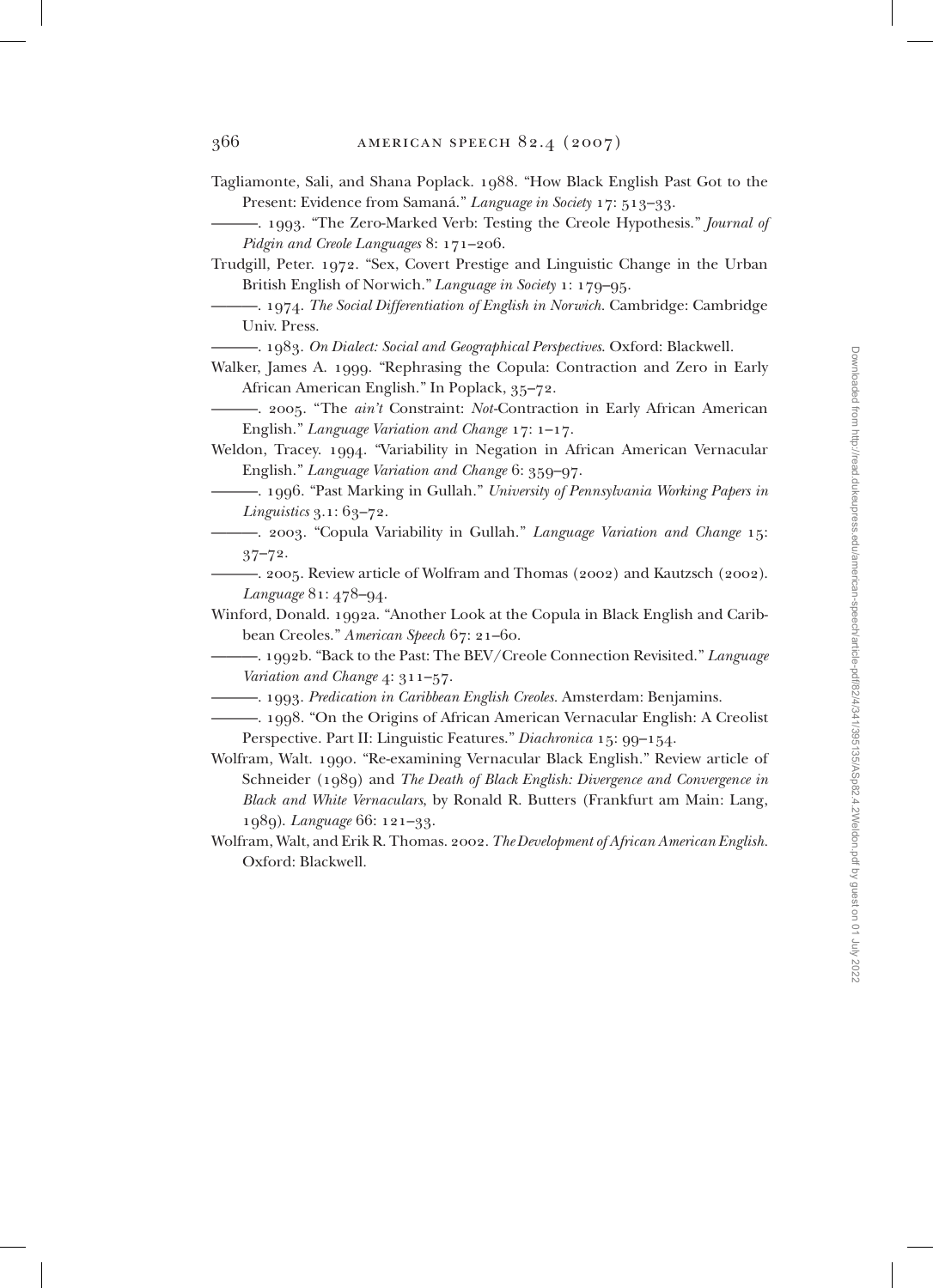Tagliamonte, Sali, and Shana Poplack. 1988. "How Black English Past Got to the Present: Evidence from Samaná." *Language in Society* 17: 513–33.

———. 1993. "The Zero-Marked Verb: Testing the Creole Hypothesis." *Journal of Pidgin and Creole Languages* 8: 171–206.

Trudgill, Peter. 1972. "Sex, Covert Prestige and Linguistic Change in the Urban British English of Norwich." *Language in Society* 1: 179–95.

———. 1974. *The Social Differentiation of English in Norwich*. Cambridge: Cambridge Univ. Press.

———. 1983. *On Dialect: Social and Geographical Perspectives*. Oxford: Blackwell.

Walker, James A. 1999. "Rephrasing the Copula: Contraction and Zero in Early African American English." In Poplack, 35–72.

———. 2005. "The *ain't* Constraint: *Not*-Contraction in Early African American English." *Language Variation and Change* 17: 1–17.

Weldon, Tracey. 1994. "Variability in Negation in African American Vernacular English." *Language Variation and Change* 6: 359–97.

———. 1996. "Past Marking in Gullah." *University of Pennsylvania Working Papers in Linguistics* 3.1: 63–72.

———. 2003. "Copula Variability in Gullah." *Language Variation and Change* 15: 37–72.

———. 2005. Review article of Wolfram and Thomas (2002) and Kautzsch (2002). *Language* 81: 478–94.

Winford, Donald. 1992a. "Another Look at the Copula in Black English and Caribbean Creoles." *American Speech* 67: 21–60.

———. 1992b. "Back to the Past: The BEV/Creole Connection Revisited." *Language Variation and Change* 4: 311–57.

———. 1993. *Predication in Caribbean English Creoles*. Amsterdam: Benjamins.

———. 1998. "On the Origins of African American Vernacular English: A Creolist Perspective. Part II: Linguistic Features." *Diachronica* 15: 99–154.

Wolfram, Walt. 1990. "Re-examining Vernacular Black English." Review article of Schneider (1989) and *The Death of Black English: Divergence and Convergence in Black and White Vernaculars*, by Ronald R. Butters (Frankfurt am Main: Lang, 1989). *Language* 66: 121–33.

Wolfram, Walt, and Erik R. Thomas. 2002. *The Development of African American English*. Oxford: Blackwell.